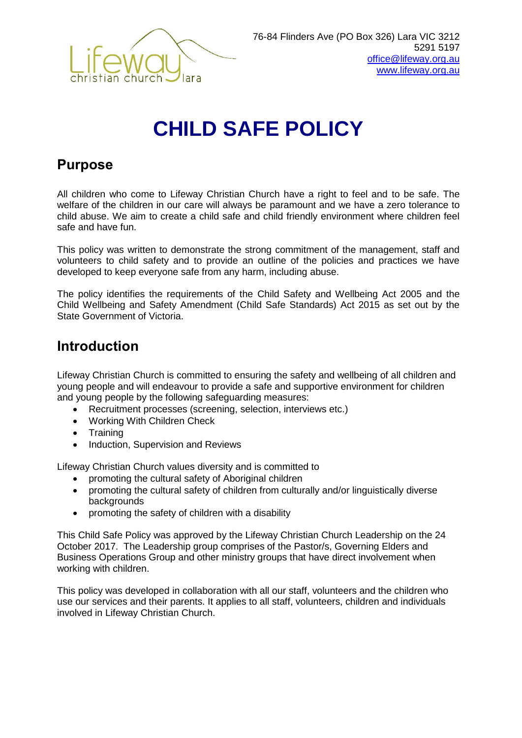76-84 Flinders Ave (PO Box 326) Lara VIC 3212
5291 5197
office@lifeway.org.au
www.lifeway.org.au

# CHILD SAFE POLICY

## Purpose

All children who come to Lifeway Christian Church have a right to feel and to be safe. The welfare of the children in our care will always be paramount and we have a zero tolerance to child abuse. We aim to create a child safe and child friendly environment where children feel safe and have fun.

This policy was written to demonstrate the strong commitment of the management, staff and volunteers to child safety and to provide an outline of the policies and practices we have developed to keep everyone safe from any harm, including abuse.

The policy identifies the requirements of the Child Safety and Wellbeing Act 2005 and the Child Wellbeing and Safety Amendment (Child Safe Standards) Act 2015 as set out by the State Government of Victoria.

## Introduction

Lifeway Christian Church is committed to ensuring the safety and wellbeing of all children and young people and will endeavour to provide a safe and supportive environment for children and young people by the following safeguarding measures:

- Recruitment processes (screening, selection, interviews etc.)
- Working With Children Check
- Training
- Induction, Supervision and Reviews

Lifeway Christian Church values diversity and is committed to

- promoting the cultural safety of Aboriginal children
- promoting the cultural safety of children from culturally and/or linguistically diverse backgrounds
- promoting the safety of children with a disability

This Child Safe Policy was approved by the Lifeway Christian Church Leadership on the 24 October 2017. The Leadership group comprises of the Pastor/s, Governing Elders and Business Operations Group and other ministry groups that have direct involvement when working with children.

This policy was developed in collaboration with all our staff, volunteers and the children who use our services and their parents. It applies to all staff, volunteers, children and individuals involved in Lifeway Christian Church.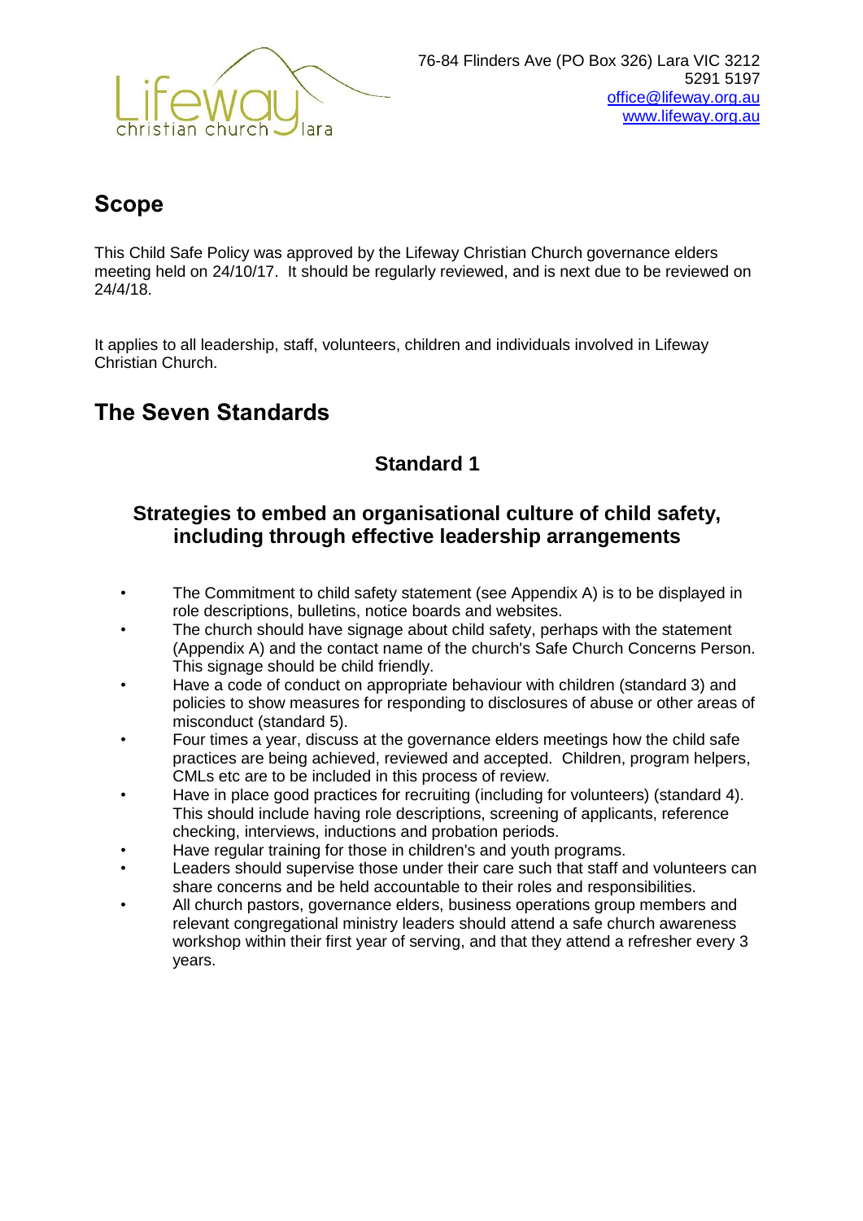## Scope

This Child Safe Policy was approved by the Lifeway Christian Church governance elders meeting held on 24/10/17. It should be regularly reviewed, and is next due to be reviewed on 24/4/18.

It applies to all leadership, staff, volunteers, children and individuals involved in Lifeway Christian Church.

## The Seven Standards

### Standard 1

### Strategies to embed an organisational culture of child safety, including through effective leadership arrangements

- The Commitment to child safety statement (see Appendix A) is to be displayed in role descriptions, bulletins, notice boards and websites.
- The church should have signage about child safety, perhaps with the statement (Appendix A) and the contact name of the church's Safe Church Concerns Person. This signage should be child friendly.
- Have a code of conduct on appropriate behaviour with children (standard 3) and policies to show measures for responding to disclosures of abuse or other areas of misconduct (standard 5).
- Four times a year, discuss at the governance elders meetings how the child safe practices are being achieved, reviewed and accepted. Children, program helpers, CMLs etc are to be included in this process of review.
- Have in place good practices for recruiting (including for volunteers) (standard 4). This should include having role descriptions, screening of applicants, reference checking, interviews, inductions and probation periods.
- Have regular training for those in children's and youth programs.
- Leaders should supervise those under their care such that staff and volunteers can share concerns and be held accountable to their roles and responsibilities.
- All church pastors, governance elders, business operations group members and relevant congregational ministry leaders should attend a safe church awareness workshop within their first year of serving, and that they attend a refresher every 3 years.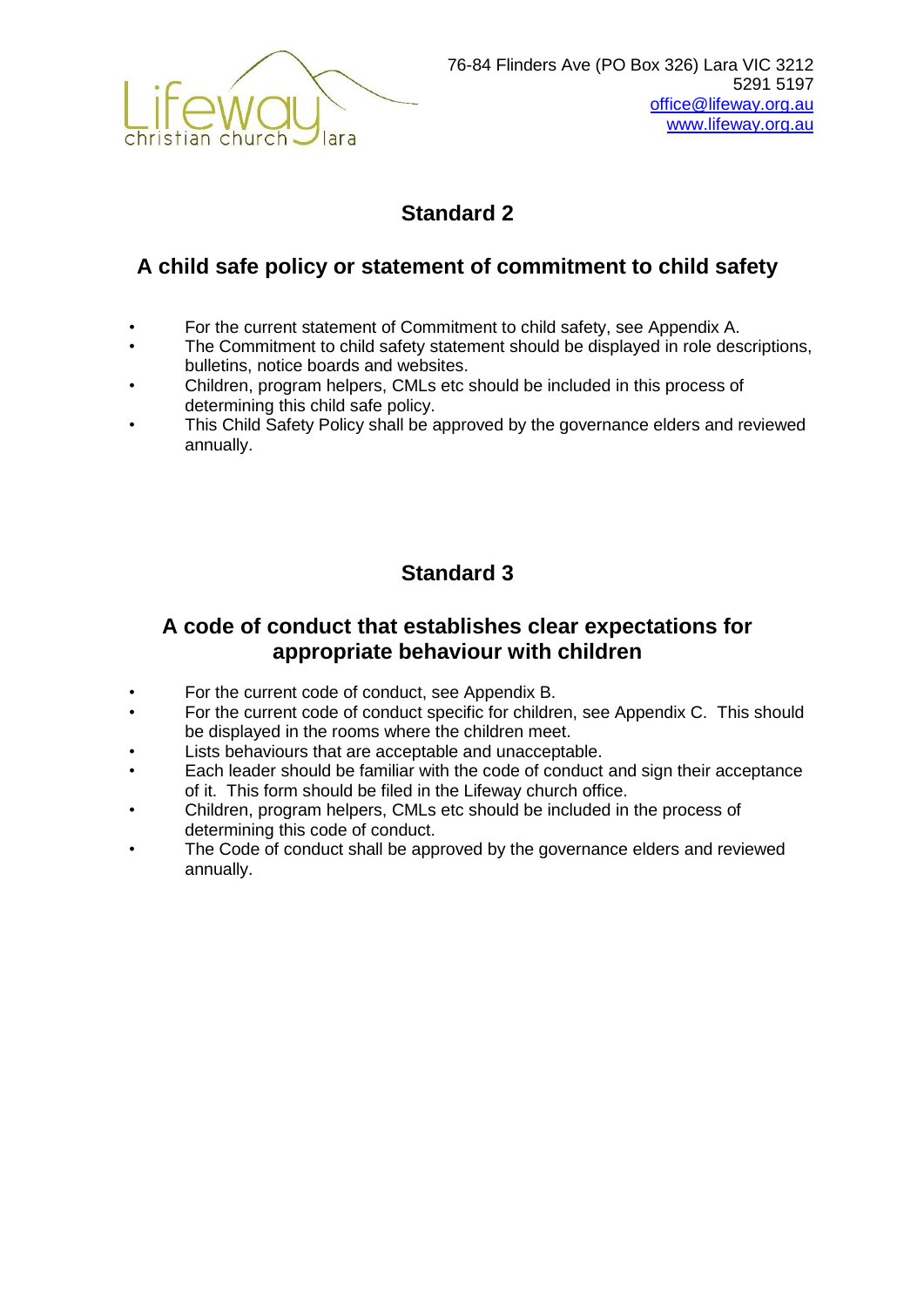## Standard 2

### A child safe policy or statement of commitment to child safety

- For the current statement of Commitment to child safety, see Appendix A.
- The Commitment to child safety statement should be displayed in role descriptions, bulletins, notice boards and websites.
- Children, program helpers, CMLs etc should be included in this process of determining this child safe policy.
- This Child Safety Policy shall be approved by the governance elders and reviewed annually.

## Standard 3

### A code of conduct that establishes clear expectations for appropriate behaviour with children

- For the current code of conduct, see Appendix B.
- For the current code of conduct specific for children, see Appendix C. This should be displayed in the rooms where the children meet.
- Lists behaviours that are acceptable and unacceptable.
- Each leader should be familiar with the code of conduct and sign their acceptance of it. This form should be filed in the Lifeway church office.
- Children, program helpers, CMLs etc should be included in the process of determining this code of conduct.
- The Code of conduct shall be approved by the governance elders and reviewed annually.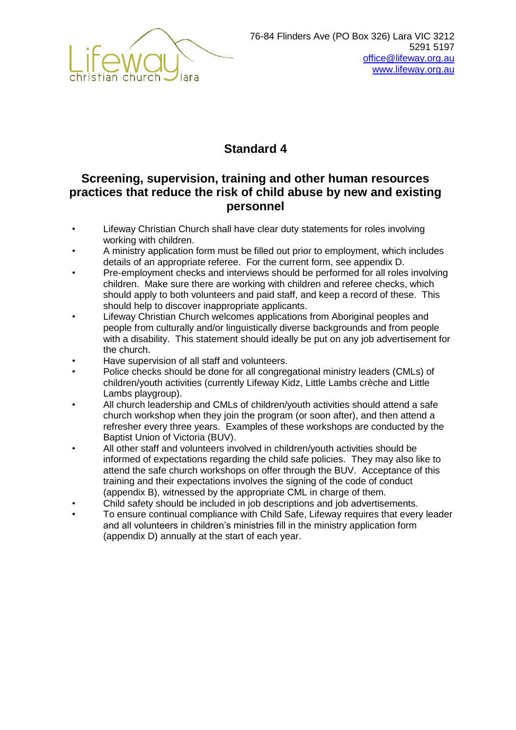76-84 Flinders Ave (PO Box 326) Lara VIC 3212
5291 5197
office@lifeway.org.au
www.lifeway.org.au

## Standard 4

## Screening, supervision, training and other human resources practices that reduce the risk of child abuse by new and existing personnel

- Lifeway Christian Church shall have clear duty statements for roles involving working with children.
- A ministry application form must be filled out prior to employment, which includes details of an appropriate referee. For the current form, see appendix D.
- Pre-employment checks and interviews should be performed for all roles involving children. Make sure there are working with children and referee checks, which should apply to both volunteers and paid staff, and keep a record of these. This should help to discover inappropriate applicants.
- Lifeway Christian Church welcomes applications from Aboriginal peoples and people from culturally and/or linguistically diverse backgrounds and from people with a disability. This statement should ideally be put on any job advertisement for the church.
- Have supervision of all staff and volunteers.
- Police checks should be done for all congregational ministry leaders (CMLs) of children/youth activities (currently Lifeway Kidz, Little Lambs crèche and Little Lambs playgroup).
- All church leadership and CMLs of children/youth activities should attend a safe church workshop when they join the program (or soon after), and then attend a refresher every three years. Examples of these workshops are conducted by the Baptist Union of Victoria (BUV).
- All other staff and volunteers involved in children/youth activities should be informed of expectations regarding the child safe policies. They may also like to attend the safe church workshops on offer through the BUV. Acceptance of this training and their expectations involves the signing of the code of conduct (appendix B), witnessed by the appropriate CML in charge of them.
- Child safety should be included in job descriptions and job advertisements.
- To ensure continual compliance with Child Safe, Lifeway requires that every leader and all volunteers in children's ministries fill in the ministry application form (appendix D) annually at the start of each year.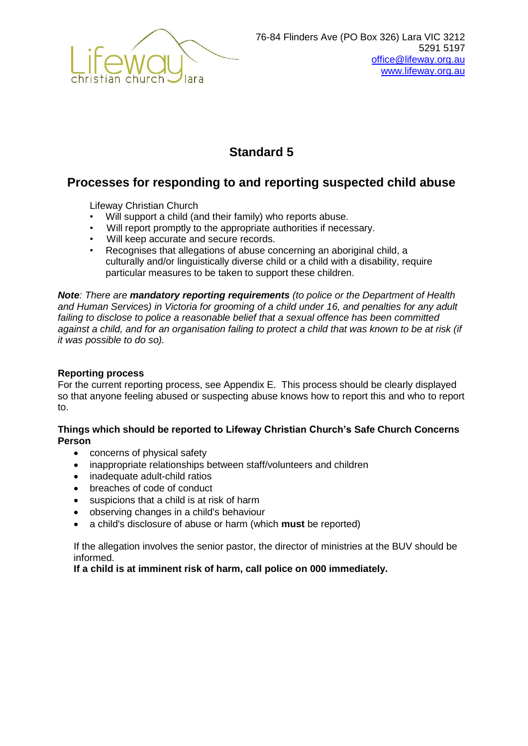76-84 Flinders Ave (PO Box 326) Lara VIC 3212
5291 5197
office@lifeway.org.au
www.lifeway.org.au

# Standard 5

## Processes for responding to and reporting suspected child abuse

Lifeway Christian Church

- Will support a child (and their family) who reports abuse.
- Will report promptly to the appropriate authorities if necessary.
- Will keep accurate and secure records.
- Recognises that allegations of abuse concerning an aboriginal child, a culturally and/or linguistically diverse child or a child with a disability, require particular measures to be taken to support these children.

***Note**: There are **mandatory reporting requirements** (to police or the Department of Health and Human Services) in Victoria for grooming of a child under 16, and penalties for any adult failing to disclose to police a reasonable belief that a sexual offence has been committed against a child, and for an organisation failing to protect a child that was known to be at risk (if it was possible to do so).*

**Reporting process**

For the current reporting process, see Appendix E. This process should be clearly displayed so that anyone feeling abused or suspecting abuse knows how to report this and who to report to.

**Things which should be reported to Lifeway Christian Church's Safe Church Concerns Person**

- concerns of physical safety
- inappropriate relationships between staff/volunteers and children
- inadequate adult-child ratios
- breaches of code of conduct
- suspicions that a child is at risk of harm
- observing changes in a child's behaviour
- a child's disclosure of abuse or harm (which **must** be reported)

If the allegation involves the senior pastor, the director of ministries at the BUV should be informed.

**If a child is at imminent risk of harm, call police on 000 immediately.**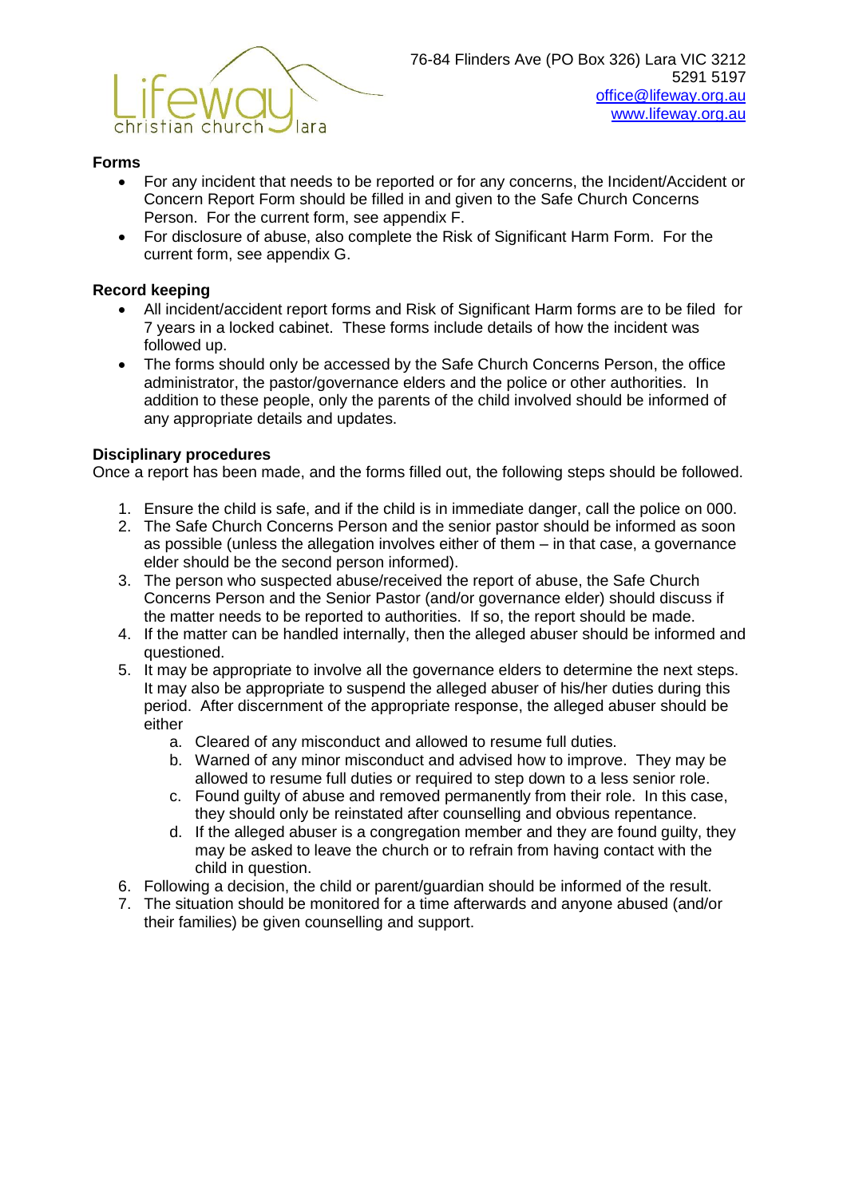**Forms**

- For any incident that needs to be reported or for any concerns, the Incident/Accident or Concern Report Form should be filled in and given to the Safe Church Concerns Person. For the current form, see appendix F.
- For disclosure of abuse, also complete the Risk of Significant Harm Form. For the current form, see appendix G.

**Record keeping**

- All incident/accident report forms and Risk of Significant Harm forms are to be filed for 7 years in a locked cabinet. These forms include details of how the incident was followed up.
- The forms should only be accessed by the Safe Church Concerns Person, the office administrator, the pastor/governance elders and the police or other authorities. In addition to these people, only the parents of the child involved should be informed of any appropriate details and updates.

**Disciplinary procedures**

Once a report has been made, and the forms filled out, the following steps should be followed.

1. Ensure the child is safe, and if the child is in immediate danger, call the police on 000.
2. The Safe Church Concerns Person and the senior pastor should be informed as soon as possible (unless the allegation involves either of them – in that case, a governance elder should be the second person informed).
3. The person who suspected abuse/received the report of abuse, the Safe Church Concerns Person and the Senior Pastor (and/or governance elder) should discuss if the matter needs to be reported to authorities. If so, the report should be made.
4. If the matter can be handled internally, then the alleged abuser should be informed and questioned.
5. It may be appropriate to involve all the governance elders to determine the next steps. It may also be appropriate to suspend the alleged abuser of his/her duties during this period. After discernment of the appropriate response, the alleged abuser should be either
   a. Cleared of any misconduct and allowed to resume full duties.
   b. Warned of any minor misconduct and advised how to improve. They may be allowed to resume full duties or required to step down to a less senior role.
   c. Found guilty of abuse and removed permanently from their role. In this case, they should only be reinstated after counselling and obvious repentance.
   d. If the alleged abuser is a congregation member and they are found guilty, they may be asked to leave the church or to refrain from having contact with the child in question.
6. Following a decision, the child or parent/guardian should be informed of the result.
7. The situation should be monitored for a time afterwards and anyone abused (and/or their families) be given counselling and support.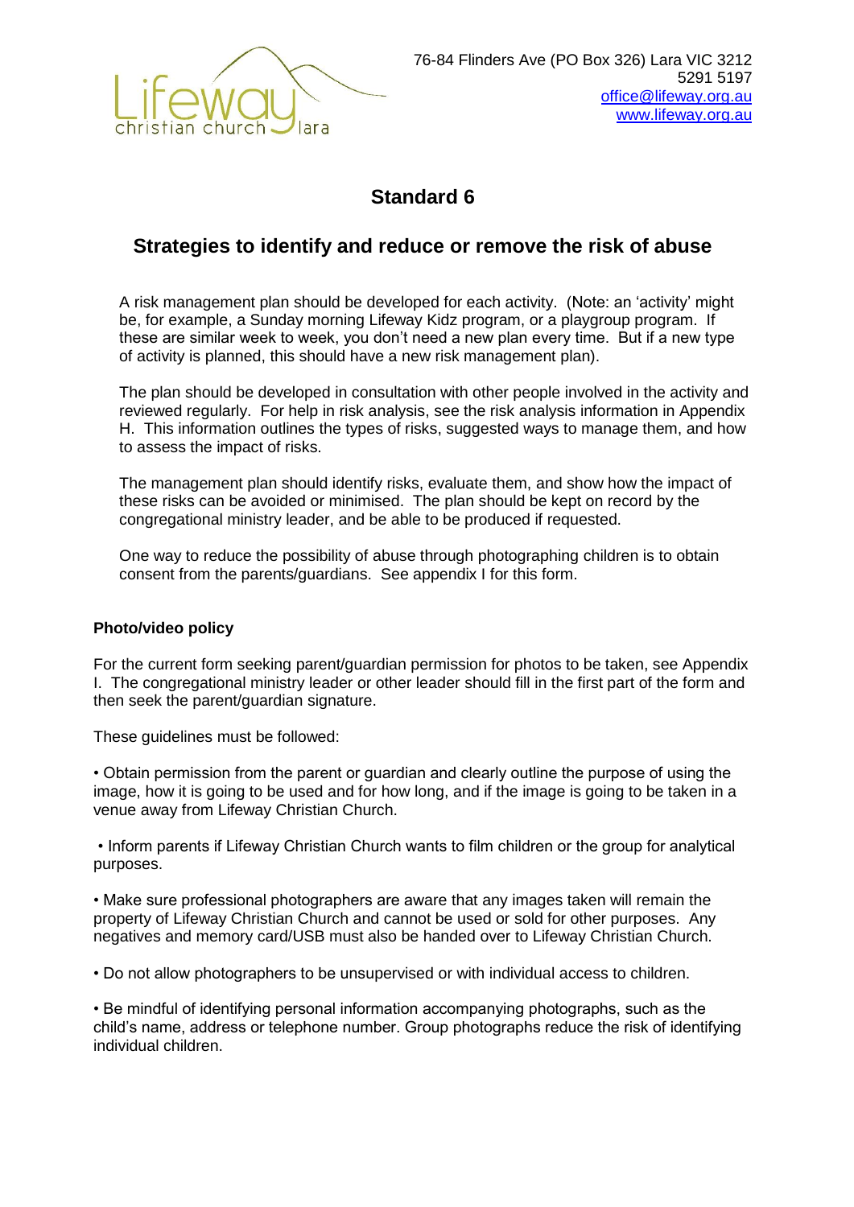76-84 Flinders Ave (PO Box 326) Lara VIC 3212
5291 5197
office@lifeway.org.au
www.lifeway.org.au

# Standard 6

## Strategies to identify and reduce or remove the risk of abuse

A risk management plan should be developed for each activity. (Note: an 'activity' might be, for example, a Sunday morning Lifeway Kidz program, or a playgroup program. If these are similar week to week, you don't need a new plan every time. But if a new type of activity is planned, this should have a new risk management plan).

The plan should be developed in consultation with other people involved in the activity and reviewed regularly. For help in risk analysis, see the risk analysis information in Appendix H. This information outlines the types of risks, suggested ways to manage them, and how to assess the impact of risks.

The management plan should identify risks, evaluate them, and show how the impact of these risks can be avoided or minimised. The plan should be kept on record by the congregational ministry leader, and be able to be produced if requested.

One way to reduce the possibility of abuse through photographing children is to obtain consent from the parents/guardians. See appendix I for this form.

**Photo/video policy**

For the current form seeking parent/guardian permission for photos to be taken, see Appendix I. The congregational ministry leader or other leader should fill in the first part of the form and then seek the parent/guardian signature.

These guidelines must be followed:

- Obtain permission from the parent or guardian and clearly outline the purpose of using the image, how it is going to be used and for how long, and if the image is going to be taken in a venue away from Lifeway Christian Church.

- Inform parents if Lifeway Christian Church wants to film children or the group for analytical purposes.

- Make sure professional photographers are aware that any images taken will remain the property of Lifeway Christian Church and cannot be used or sold for other purposes. Any negatives and memory card/USB must also be handed over to Lifeway Christian Church.

- Do not allow photographers to be unsupervised or with individual access to children.

- Be mindful of identifying personal information accompanying photographs, such as the child's name, address or telephone number. Group photographs reduce the risk of identifying individual children.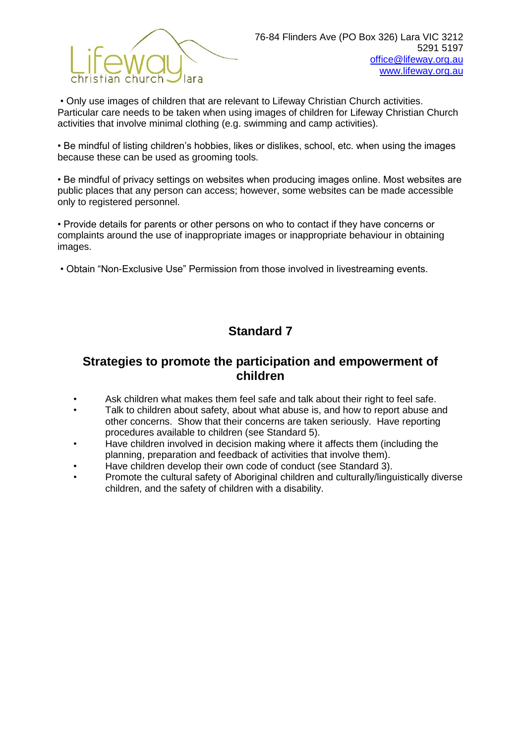- Only use images of children that are relevant to Lifeway Christian Church activities. Particular care needs to be taken when using images of children for Lifeway Christian Church activities that involve minimal clothing (e.g. swimming and camp activities).

- Be mindful of listing children's hobbies, likes or dislikes, school, etc. when using the images because these can be used as grooming tools.

- Be mindful of privacy settings on websites when producing images online. Most websites are public places that any person can access; however, some websites can be made accessible only to registered personnel.

- Provide details for parents or other persons on who to contact if they have concerns or complaints around the use of inappropriate images or inappropriate behaviour in obtaining images.

- Obtain "Non-Exclusive Use" Permission from those involved in livestreaming events.

## Standard 7

## Strategies to promote the participation and empowerment of children

- Ask children what makes them feel safe and talk about their right to feel safe.
- Talk to children about safety, about what abuse is, and how to report abuse and other concerns. Show that their concerns are taken seriously. Have reporting procedures available to children (see Standard 5).
- Have children involved in decision making where it affects them (including the planning, preparation and feedback of activities that involve them).
- Have children develop their own code of conduct (see Standard 3).
- Promote the cultural safety of Aboriginal children and culturally/linguistically diverse children, and the safety of children with a disability.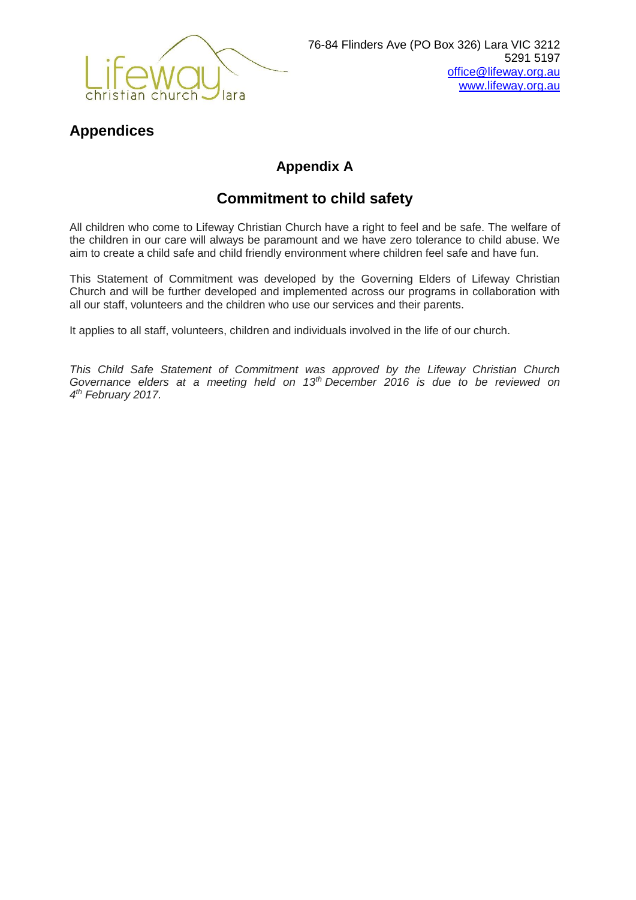76-84 Flinders Ave (PO Box 326) Lara VIC 3212
5291 5197
office@lifeway.org.au
www.lifeway.org.au

# Appendices

## Appendix A

## Commitment to child safety

All children who come to Lifeway Christian Church have a right to feel and be safe. The welfare of the children in our care will always be paramount and we have zero tolerance to child abuse. We aim to create a child safe and child friendly environment where children feel safe and have fun.

This Statement of Commitment was developed by the Governing Elders of Lifeway Christian Church and will be further developed and implemented across our programs in collaboration with all our staff, volunteers and the children who use our services and their parents.

It applies to all staff, volunteers, children and individuals involved in the life of our church.

*This Child Safe Statement of Commitment was approved by the Lifeway Christian Church Governance elders at a meeting held on 13th December 2016 is due to be reviewed on 4th February 2017.*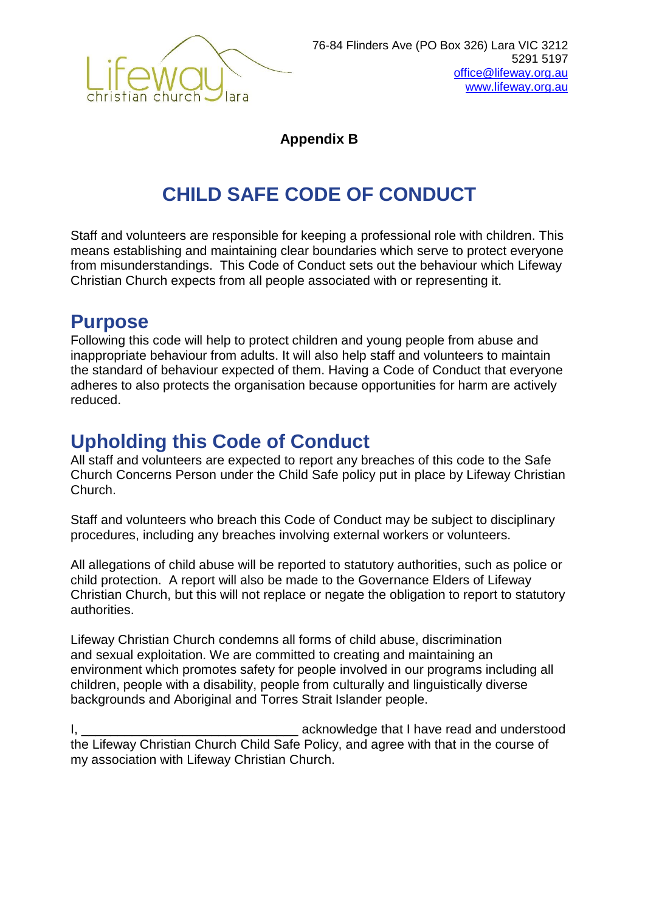76-84 Flinders Ave (PO Box 326) Lara VIC 3212
5291 5197
office@lifeway.org.au
www.lifeway.org.au

**Appendix B**

# CHILD SAFE CODE OF CONDUCT

Staff and volunteers are responsible for keeping a professional role with children. This means establishing and maintaining clear boundaries which serve to protect everyone from misunderstandings. This Code of Conduct sets out the behaviour which Lifeway Christian Church expects from all people associated with or representing it.

## Purpose

Following this code will help to protect children and young people from abuse and inappropriate behaviour from adults. It will also help staff and volunteers to maintain the standard of behaviour expected of them. Having a Code of Conduct that everyone adheres to also protects the organisation because opportunities for harm are actively reduced.

## Upholding this Code of Conduct

All staff and volunteers are expected to report any breaches of this code to the Safe Church Concerns Person under the Child Safe policy put in place by Lifeway Christian Church.

Staff and volunteers who breach this Code of Conduct may be subject to disciplinary procedures, including any breaches involving external workers or volunteers.

All allegations of child abuse will be reported to statutory authorities, such as police or child protection. A report will also be made to the Governance Elders of Lifeway Christian Church, but this will not replace or negate the obligation to report to statutory authorities.

Lifeway Christian Church condemns all forms of child abuse, discrimination and sexual exploitation. We are committed to creating and maintaining an environment which promotes safety for people involved in our programs including all children, people with a disability, people from culturally and linguistically diverse backgrounds and Aboriginal and Torres Strait Islander people.

I, ______________________________ acknowledge that I have read and understood the Lifeway Christian Church Child Safe Policy, and agree with that in the course of my association with Lifeway Christian Church.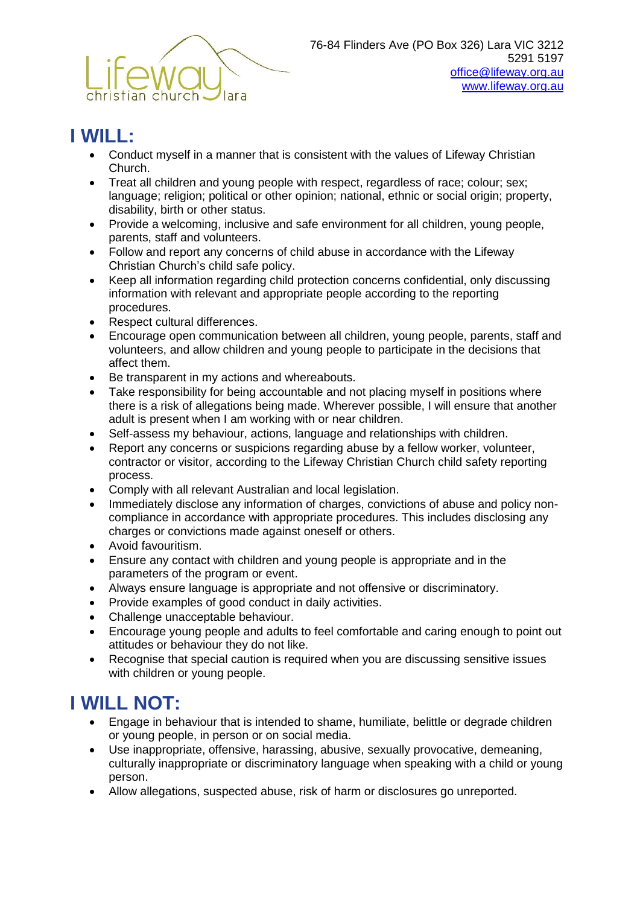76-84 Flinders Ave (PO Box 326) Lara VIC 3212
5291 5197
office@lifeway.org.au
www.lifeway.org.au

# I WILL:

- Conduct myself in a manner that is consistent with the values of Lifeway Christian Church.
- Treat all children and young people with respect, regardless of race; colour; sex; language; religion; political or other opinion; national, ethnic or social origin; property, disability, birth or other status.
- Provide a welcoming, inclusive and safe environment for all children, young people, parents, staff and volunteers.
- Follow and report any concerns of child abuse in accordance with the Lifeway Christian Church's child safe policy.
- Keep all information regarding child protection concerns confidential, only discussing information with relevant and appropriate people according to the reporting procedures.
- Respect cultural differences.
- Encourage open communication between all children, young people, parents, staff and volunteers, and allow children and young people to participate in the decisions that affect them.
- Be transparent in my actions and whereabouts.
- Take responsibility for being accountable and not placing myself in positions where there is a risk of allegations being made. Wherever possible, I will ensure that another adult is present when I am working with or near children.
- Self-assess my behaviour, actions, language and relationships with children.
- Report any concerns or suspicions regarding abuse by a fellow worker, volunteer, contractor or visitor, according to the Lifeway Christian Church child safety reporting process.
- Comply with all relevant Australian and local legislation.
- Immediately disclose any information of charges, convictions of abuse and policy non-compliance in accordance with appropriate procedures. This includes disclosing any charges or convictions made against oneself or others.
- Avoid favouritism.
- Ensure any contact with children and young people is appropriate and in the parameters of the program or event.
- Always ensure language is appropriate and not offensive or discriminatory.
- Provide examples of good conduct in daily activities.
- Challenge unacceptable behaviour.
- Encourage young people and adults to feel comfortable and caring enough to point out attitudes or behaviour they do not like.
- Recognise that special caution is required when you are discussing sensitive issues with children or young people.

# I WILL NOT:

- Engage in behaviour that is intended to shame, humiliate, belittle or degrade children or young people, in person or on social media.
- Use inappropriate, offensive, harassing, abusive, sexually provocative, demeaning, culturally inappropriate or discriminatory language when speaking with a child or young person.
- Allow allegations, suspected abuse, risk of harm or disclosures go unreported.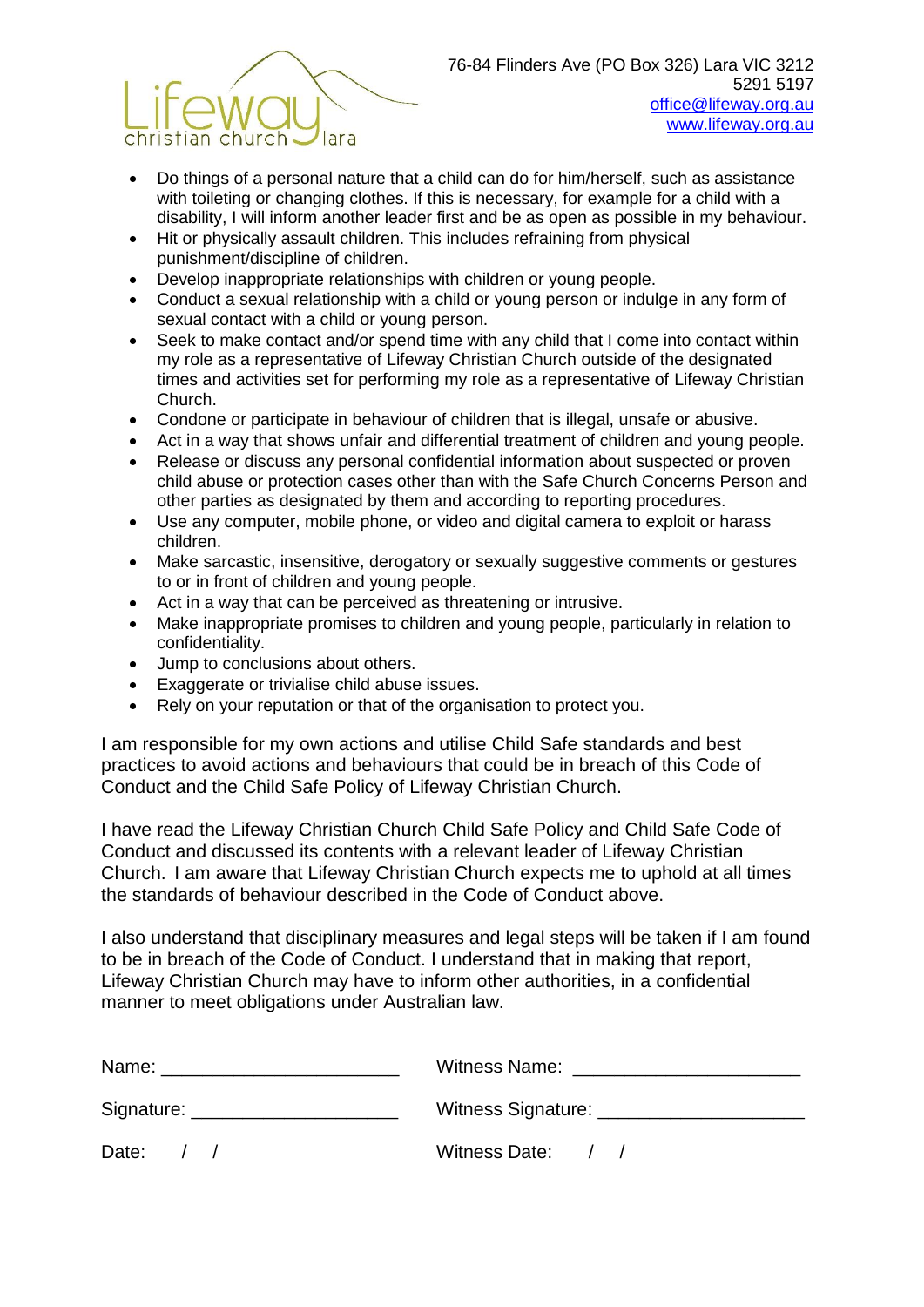- Do things of a personal nature that a child can do for him/herself, such as assistance with toileting or changing clothes. If this is necessary, for example for a child with a disability, I will inform another leader first and be as open as possible in my behaviour.
- Hit or physically assault children. This includes refraining from physical punishment/discipline of children.
- Develop inappropriate relationships with children or young people.
- Conduct a sexual relationship with a child or young person or indulge in any form of sexual contact with a child or young person.
- Seek to make contact and/or spend time with any child that I come into contact within my role as a representative of Lifeway Christian Church outside of the designated times and activities set for performing my role as a representative of Lifeway Christian Church.
- Condone or participate in behaviour of children that is illegal, unsafe or abusive.
- Act in a way that shows unfair and differential treatment of children and young people.
- Release or discuss any personal confidential information about suspected or proven child abuse or protection cases other than with the Safe Church Concerns Person and other parties as designated by them and according to reporting procedures.
- Use any computer, mobile phone, or video and digital camera to exploit or harass children.
- Make sarcastic, insensitive, derogatory or sexually suggestive comments or gestures to or in front of children and young people.
- Act in a way that can be perceived as threatening or intrusive.
- Make inappropriate promises to children and young people, particularly in relation to confidentiality.
- Jump to conclusions about others.
- Exaggerate or trivialise child abuse issues.
- Rely on your reputation or that of the organisation to protect you.

I am responsible for my own actions and utilise Child Safe standards and best practices to avoid actions and behaviours that could be in breach of this Code of Conduct and the Child Safe Policy of Lifeway Christian Church.

I have read the Lifeway Christian Church Child Safe Policy and Child Safe Code of Conduct and discussed its contents with a relevant leader of Lifeway Christian Church. I am aware that Lifeway Christian Church expects me to uphold at all times the standards of behaviour described in the Code of Conduct above.

I also understand that disciplinary measures and legal steps will be taken if I am found to be in breach of the Code of Conduct. I understand that in making that report, Lifeway Christian Church may have to inform other authorities, in a confidential manner to meet obligations under Australian law.

Name: ______________________ Witness Name: _____________________

Signature: ___________________ Witness Signature: ___________________

Date: / / Witness Date: / /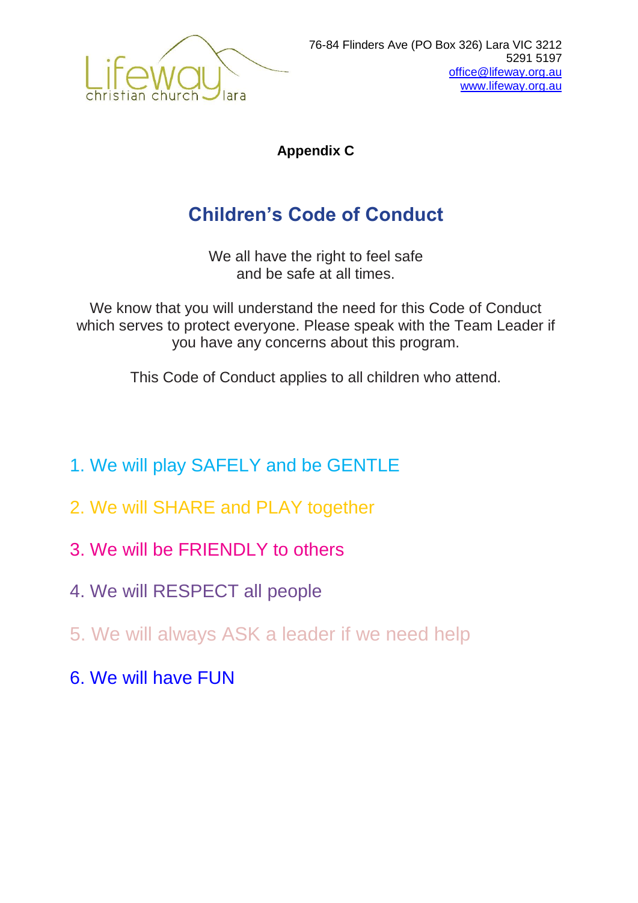Lifeway christian church lara

76-84 Flinders Ave (PO Box 326) Lara VIC 3212
5291 5197
office@lifeway.org.au
www.lifeway.org.au

**Appendix C**

# Children's Code of Conduct

We all have the right to feel safe
and be safe at all times.

We know that you will understand the need for this Code of Conduct which serves to protect everyone. Please speak with the Team Leader if you have any concerns about this program.

This Code of Conduct applies to all children who attend.

1. We will play SAFELY and be GENTLE
2. We will SHARE and PLAY together
3. We will be FRIENDLY to others
4. We will RESPECT all people
5. We will always ASK a leader if we need help
6. We will have FUN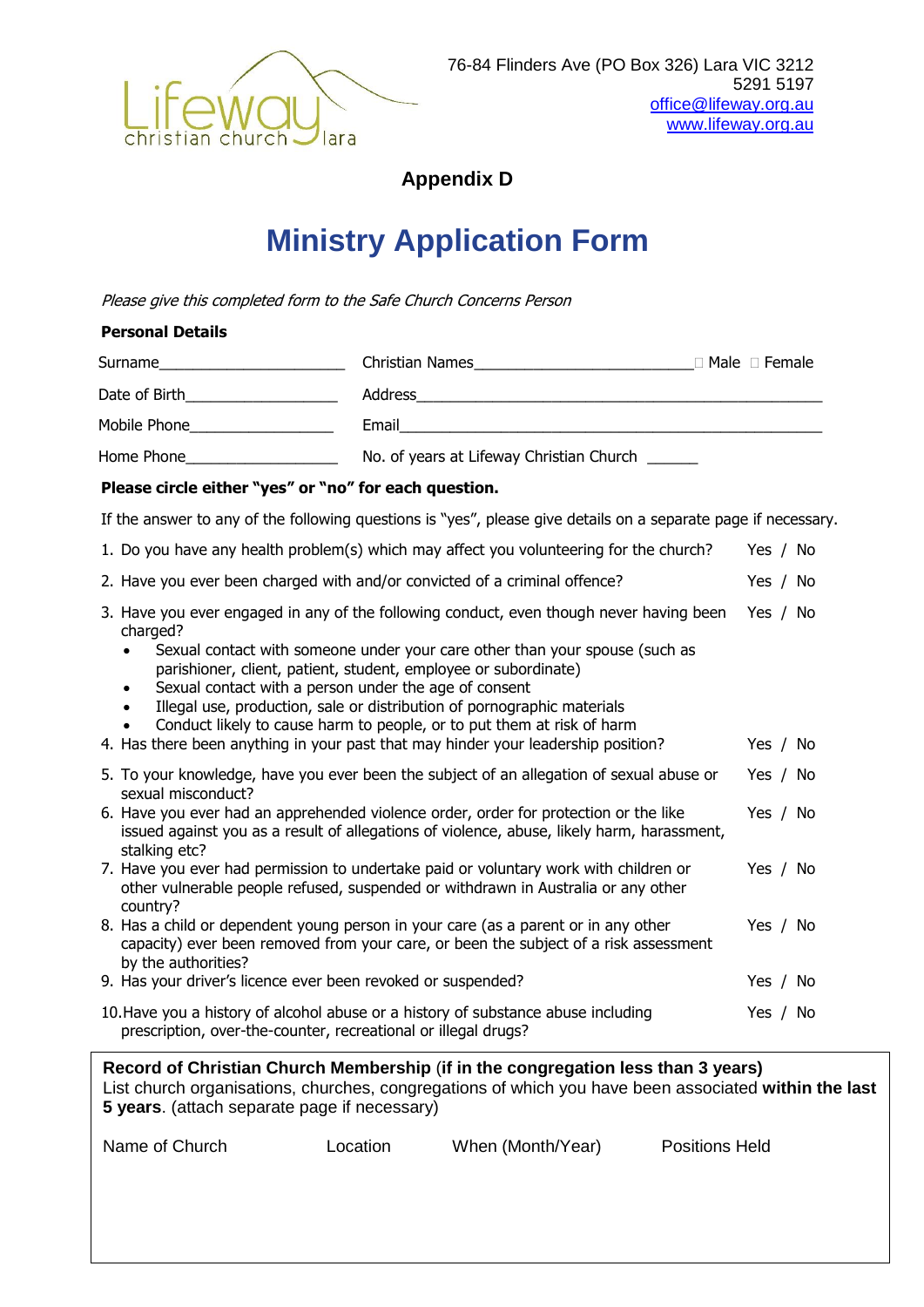Lifeway christian church lara

76-84 Flinders Ave (PO Box 326) Lara VIC 3212
5291 5197
office@lifeway.org.au
www.lifeway.org.au

**Appendix D**

# Ministry Application Form

*Please give this completed form to the Safe Church Concerns Person*

**Personal Details**

Surname______________________ Christian Names__________________________ □ Male □ Female

Date of Birth__________________ Address______________________________________________

Mobile Phone_________________ Email________________________________________________

Home Phone__________________ No. of years at Lifeway Christian Church ______

**Please circle either "yes" or "no" for each question.**

If the answer to any of the following questions is "yes", please give details on a separate page if necessary.

1. Do you have any health problem(s) which may affect you volunteering for the church? Yes / No
2. Have you ever been charged with and/or convicted of a criminal offence? Yes / No
3. Have you ever engaged in any of the following conduct, even though never having been charged? Yes / No
   - Sexual contact with someone under your care other than your spouse (such as parishioner, client, patient, student, employee or subordinate)
   - Sexual contact with a person under the age of consent
   - Illegal use, production, sale or distribution of pornographic materials
   - Conduct likely to cause harm to people, or to put them at risk of harm
4. Has there been anything in your past that may hinder your leadership position? Yes / No
5. To your knowledge, have you ever been the subject of an allegation of sexual abuse or sexual misconduct? Yes / No
6. Have you ever had an apprehended violence order, order for protection or the like issued against you as a result of allegations of violence, abuse, likely harm, harassment, stalking etc? Yes / No
7. Have you ever had permission to undertake paid or voluntary work with children or other vulnerable people refused, suspended or withdrawn in Australia or any other country? Yes / No
8. Has a child or dependent young person in your care (as a parent or in any other capacity) ever been removed from your care, or been the subject of a risk assessment by the authorities? Yes / No
9. Has your driver's licence ever been revoked or suspended? Yes / No
10. Have you a history of alcohol abuse or a history of substance abuse including prescription, over-the-counter, recreational or illegal drugs? Yes / No

**Record of Christian Church Membership** (**if in the congregation less than 3 years)**
List church organisations, churches, congregations of which you have been associated **within the last 5 years**. (attach separate page if necessary)

| Name of Church | Location | When (Month/Year) | Positions Held |
|---|---|---|---|
| | | | |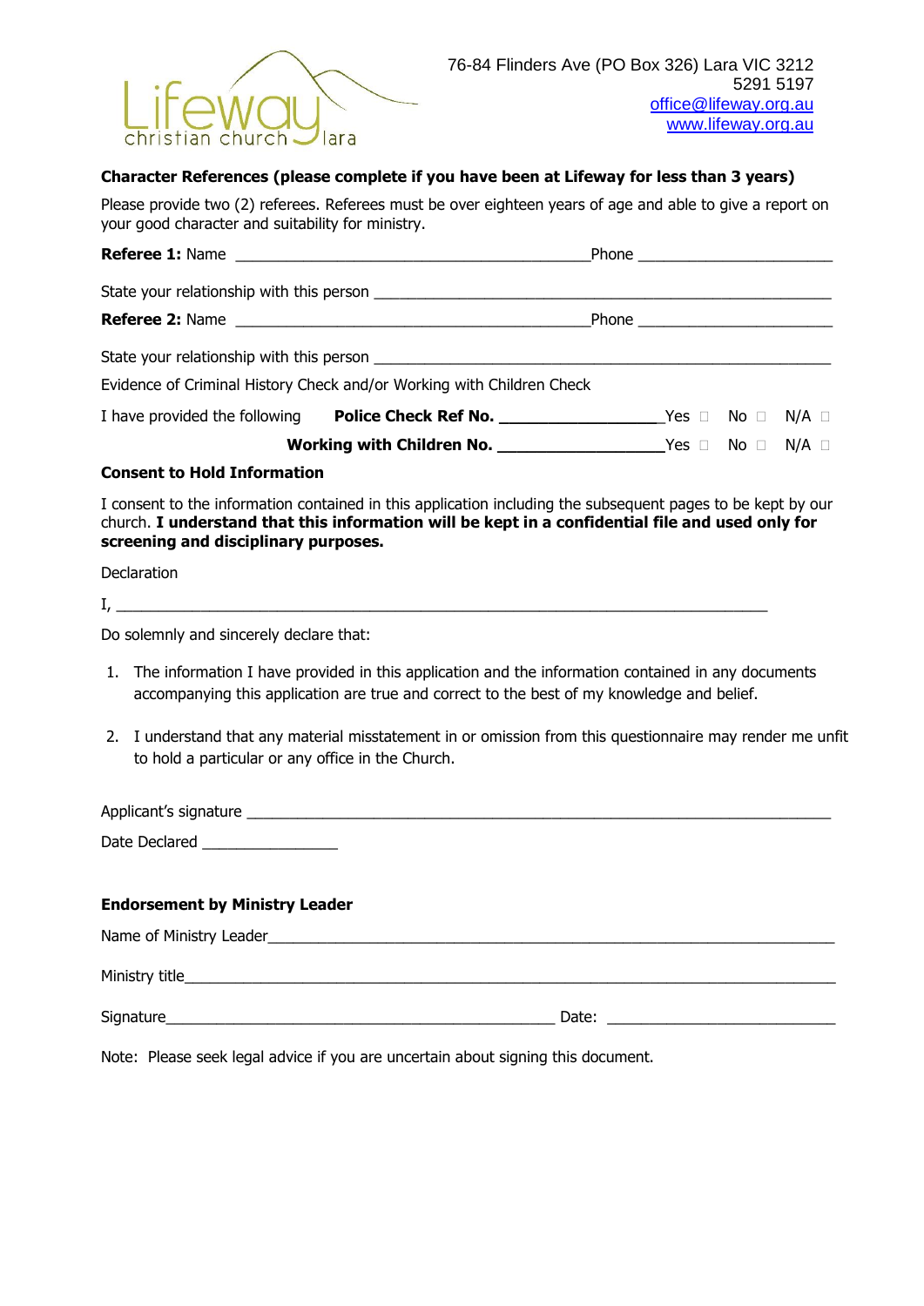76-84 Flinders Ave (PO Box 326) Lara VIC 3212
5291 5197
office@lifeway.org.au
www.lifeway.org.au

**Character References (please complete if you have been at Lifeway for less than 3 years)**

Please provide two (2) referees. Referees must be over eighteen years of age and able to give a report on your good character and suitability for ministry.

**Referee 1:** Name ________________________________________Phone ______________________

State your relationship with this person ____________________________________________________

**Referee 2:** Name ________________________________________Phone ______________________

State your relationship with this person ____________________________________________________

Evidence of Criminal History Check and/or Working with Children Check

I have provided the following **Police Check Ref No.** __________________Yes ☐ No ☐ N/A ☐

**Working with Children No.** __________________Yes ☐ No ☐ N/A ☐

**Consent to Hold Information**

I consent to the information contained in this application including the subsequent pages to be kept by our church. **I understand that this information will be kept in a confidential file and used only for screening and disciplinary purposes.**

Declaration

I, ___________________________________________________________________________

Do solemnly and sincerely declare that:

1. The information I have provided in this application and the information contained in any documents accompanying this application are true and correct to the best of my knowledge and belief.

2. I understand that any material misstatement in or omission from this questionnaire may render me unfit to hold a particular or any office in the Church.

Applicant's signature ____________________________________________________________________

Date Declared ________________

**Endorsement by Ministry Leader**

Name of Ministry Leader__________________________________________________________________

Ministry title__________________________________________________________________________

Signature_____________________________________________ Date: __________________________

Note: Please seek legal advice if you are uncertain about signing this document.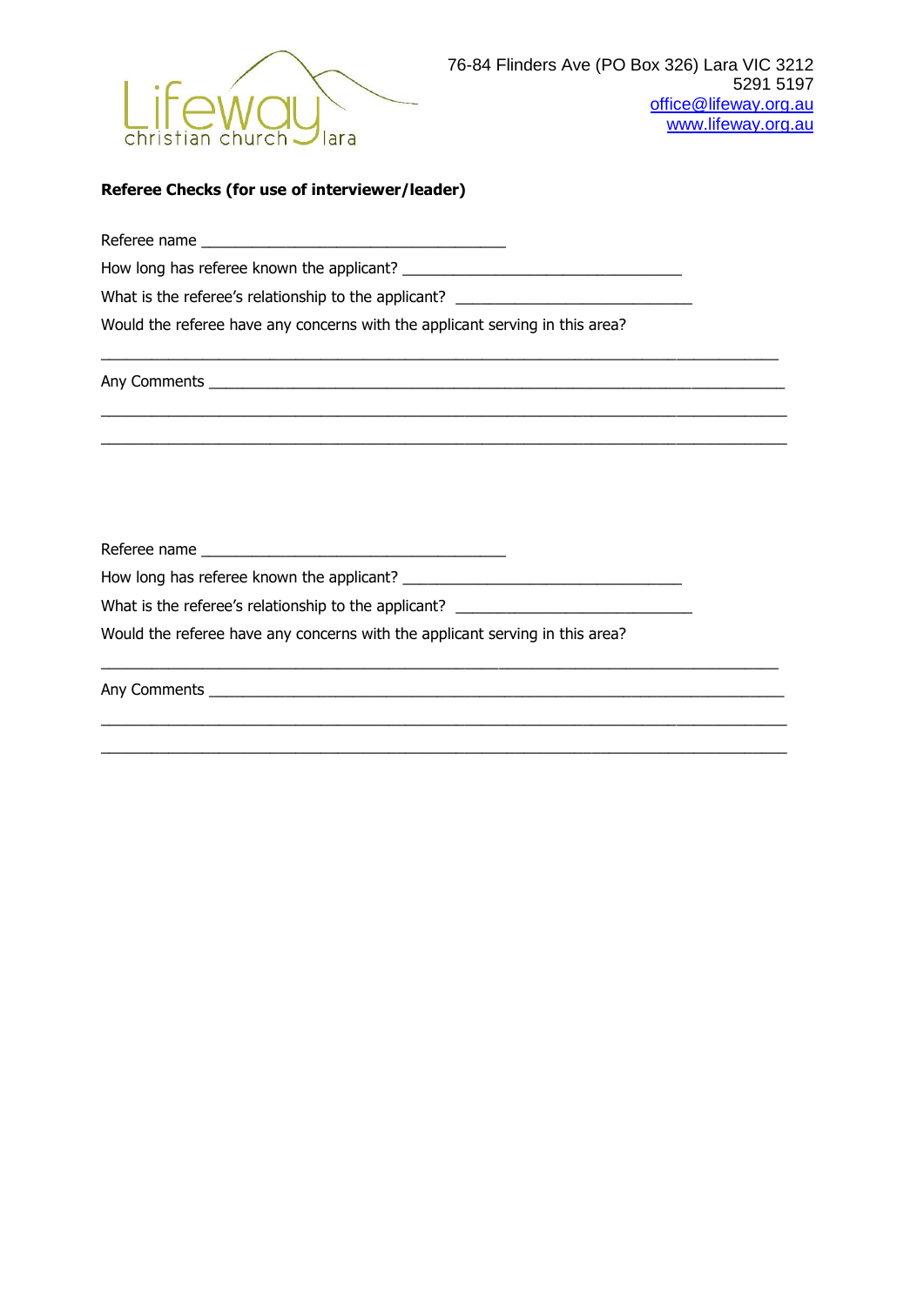Lifeway christian church lara

76-84 Flinders Ave (PO Box 326) Lara VIC 3212
5291 5197
office@lifeway.org.au
www.lifeway.org.au

**Referee Checks (for use of interviewer/leader)**

Referee name ___________________________________

How long has referee known the applicant? ________________________________

What is the referee's relationship to the applicant? ___________________________

Would the referee have any concerns with the applicant serving in this area?

_____________________________________________________________________________

Any Comments _________________________________________________________________

_____________________________________________________________________________

_____________________________________________________________________________

Referee name ___________________________________

How long has referee known the applicant? ________________________________

What is the referee's relationship to the applicant? ___________________________

Would the referee have any concerns with the applicant serving in this area?

_____________________________________________________________________________

Any Comments _________________________________________________________________

_____________________________________________________________________________

_____________________________________________________________________________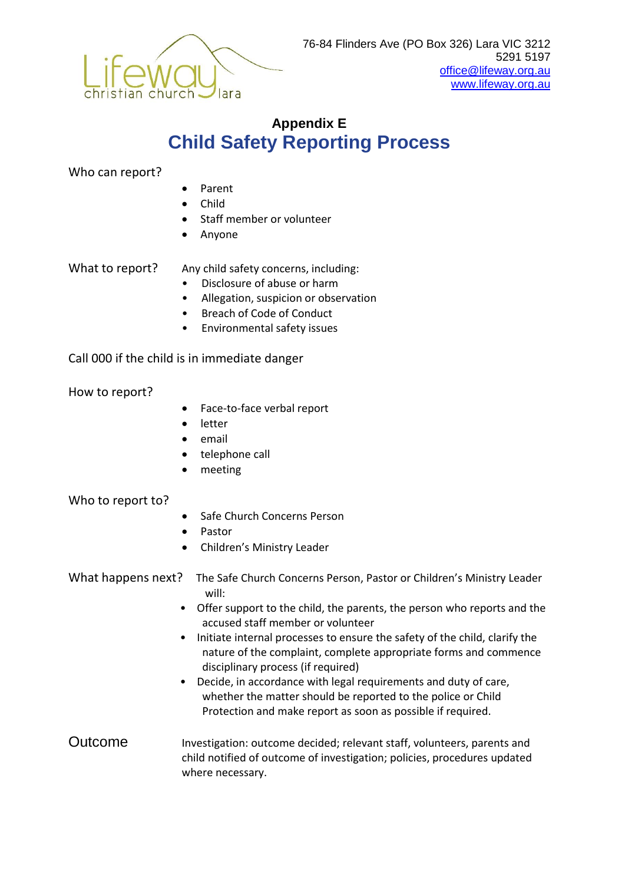76-84 Flinders Ave (PO Box 326) Lara VIC 3212
5291 5197
office@lifeway.org.au
www.lifeway.org.au

## Appendix E

# Child Safety Reporting Process

Who can report?

- Parent
- Child
- Staff member or volunteer
- Anyone

What to report?

Any child safety concerns, including:

- Disclosure of abuse or harm
- Allegation, suspicion or observation
- Breach of Code of Conduct
- Environmental safety issues

Call 000 if the child is in immediate danger

How to report?

- Face-to-face verbal report
- letter
- email
- telephone call
- meeting

Who to report to?

- Safe Church Concerns Person
- Pastor
- Children's Ministry Leader

What happens next?

The Safe Church Concerns Person, Pastor or Children's Ministry Leader will:

- Offer support to the child, the parents, the person who reports and the accused staff member or volunteer
- Initiate internal processes to ensure the safety of the child, clarify the nature of the complaint, complete appropriate forms and commence disciplinary process (if required)
- Decide, in accordance with legal requirements and duty of care, whether the matter should be reported to the police or Child Protection and make report as soon as possible if required.

Outcome

Investigation: outcome decided; relevant staff, volunteers, parents and child notified of outcome of investigation; policies, procedures updated where necessary.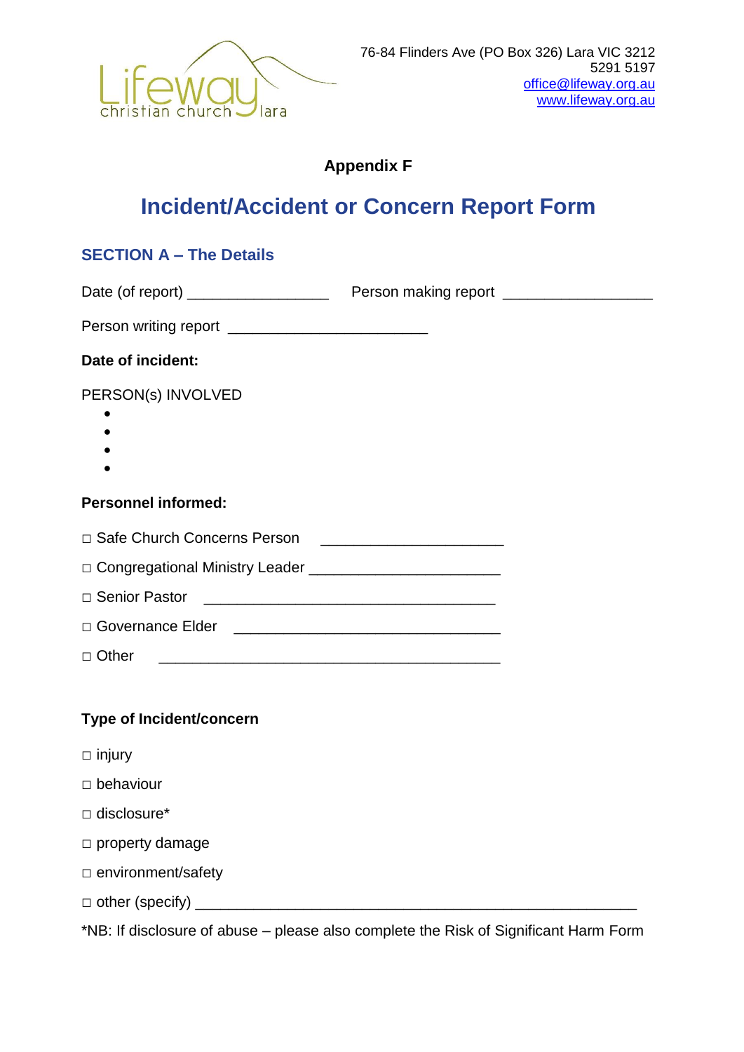76-84 Flinders Ave (PO Box 326) Lara VIC 3212
5291 5197
office@lifeway.org.au
www.lifeway.org.au

**Appendix F**

# Incident/Accident or Concern Report Form

## SECTION A – The Details

Date (of report) _________________ Person making report __________________

Person writing report ________________________

**Date of incident:**

PERSON(s) INVOLVED

- 
- 
- 
- 

**Personnel informed:**

□ Safe Church Concerns Person ______________________

□ Congregational Ministry Leader _______________________

□ Senior Pastor ___________________________________

□ Governance Elder ________________________________

□ Other _________________________________________

**Type of Incident/concern**

□ injury

□ behaviour

□ disclosure*

□ property damage

□ environment/safety

□ other (specify) ______________________________________________________

*NB: If disclosure of abuse – please also complete the Risk of Significant Harm Form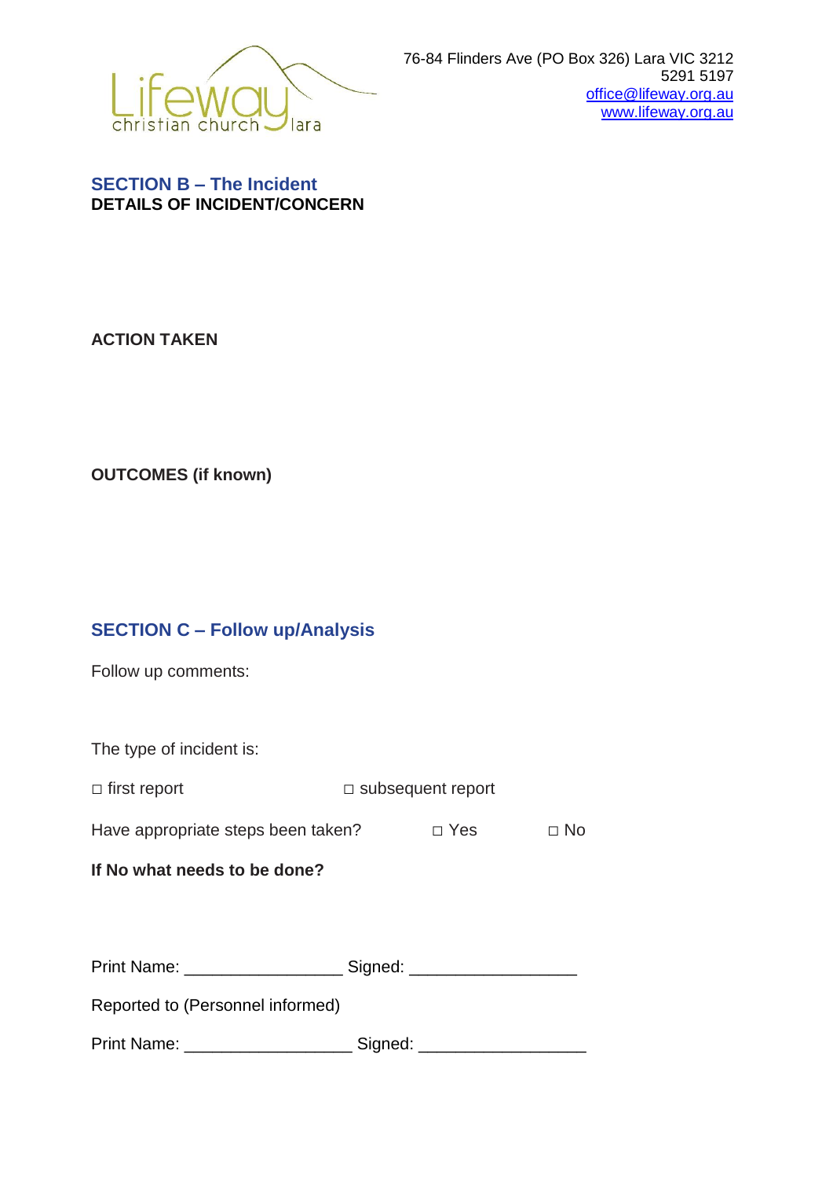Lifeway christian church lara

76-84 Flinders Ave (PO Box 326) Lara VIC 3212
5291 5197
office@lifeway.org.au
www.lifeway.org.au

## SECTION B – The Incident

**DETAILS OF INCIDENT/CONCERN**

**ACTION TAKEN**

**OUTCOMES (if known)**

## SECTION C – Follow up/Analysis

Follow up comments:

The type of incident is:

□ first report □ subsequent report

Have appropriate steps been taken? □ Yes □ No

**If No what needs to be done?**

Print Name: ________________ Signed: _________________

Reported to (Personnel informed)

Print Name: _________________ Signed: _________________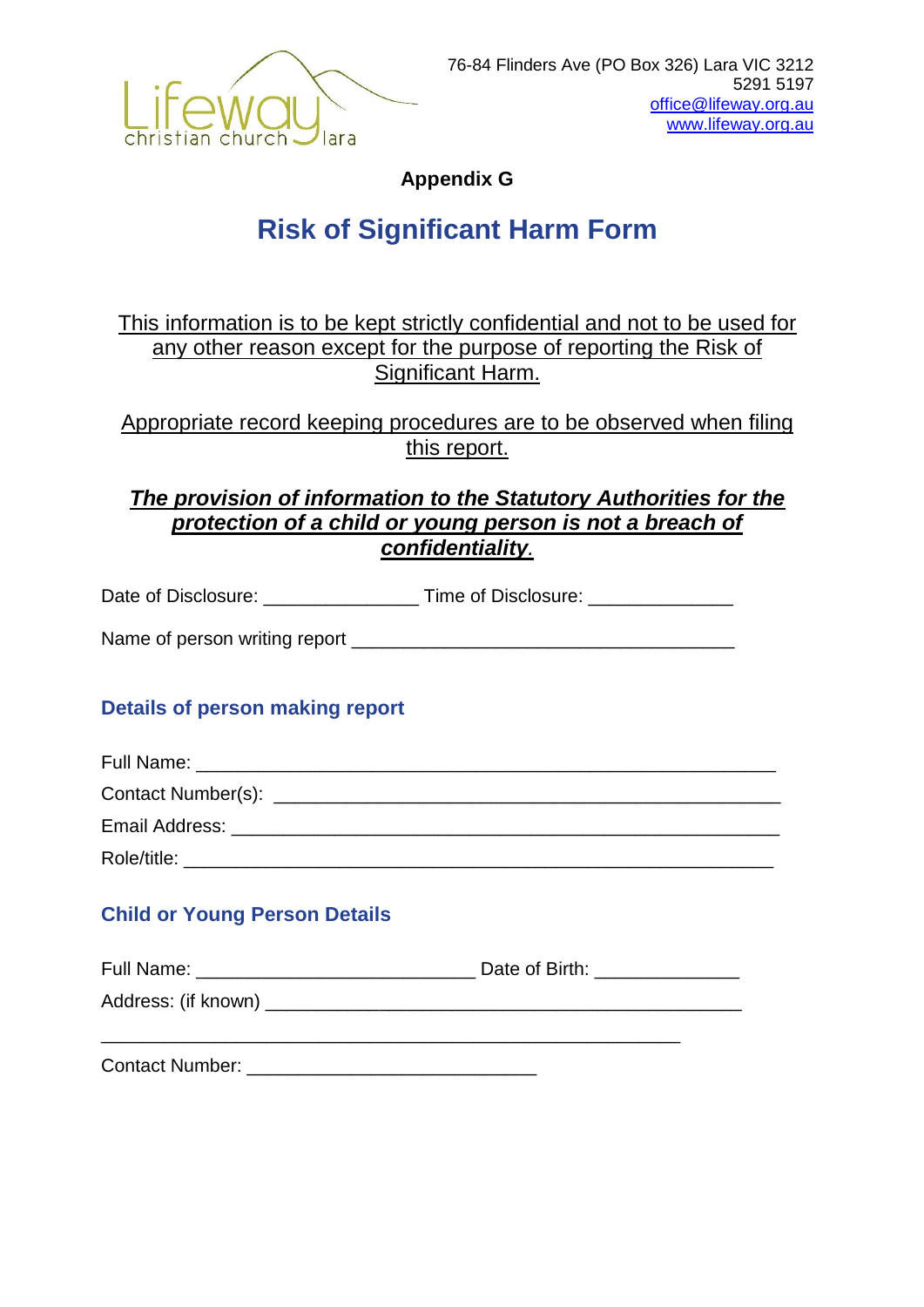76-84 Flinders Ave (PO Box 326) Lara VIC 3212
5291 5197
office@lifeway.org.au
www.lifeway.org.au

**Appendix G**

# Risk of Significant Harm Form

This information is to be kept strictly confidential and not to be used for any other reason except for the purpose of reporting the Risk of Significant Harm.

Appropriate record keeping procedures are to be observed when filing this report.

***The provision of information to the Statutory Authorities for the protection of a child or young person is not a breach of confidentiality.***

Date of Disclosure: _______________ Time of Disclosure: ______________

Name of person writing report _____________________________________

## Details of person making report

Full Name: _______________________________________________________

Contact Number(s): _________________________________________________

Email Address: _____________________________________________________

Role/title: _________________________________________________________

## Child or Young Person Details

Full Name: ___________________________ Date of Birth: ______________

Address: (if known) _______________________________________________

________________________________________________________

Contact Number: ____________________________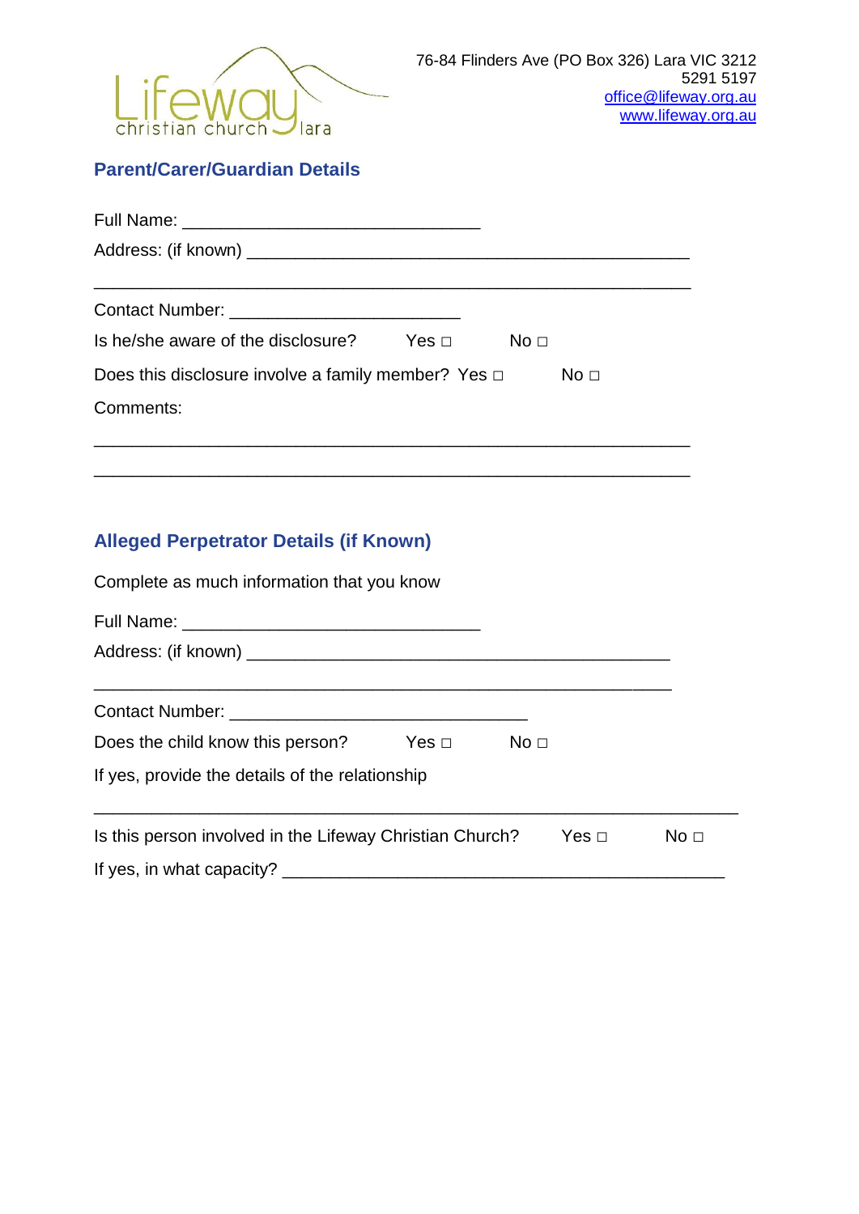76-84 Flinders Ave (PO Box 326) Lara VIC 3212
5291 5197
office@lifeway.org.au
www.lifeway.org.au

## Parent/Carer/Guardian Details

Full Name: ______________________________

Address: (if known) ____________________________________________

____________________________________________________________

Contact Number: _______________________

Is he/she aware of the disclosure? Yes □ No □

Does this disclosure involve a family member? Yes □ No □

Comments:

____________________________________________________________

____________________________________________________________

## Alleged Perpetrator Details (if Known)

Complete as much information that you know

Full Name: ______________________________

Address: (if known) ___________________________________________

___________________________________________________________

Contact Number: ______________________________

Does the child know this person? Yes □ No □

If yes, provide the details of the relationship

_________________________________________________________________

Is this person involved in the Lifeway Christian Church? Yes □ No □

If yes, in what capacity? _____________________________________________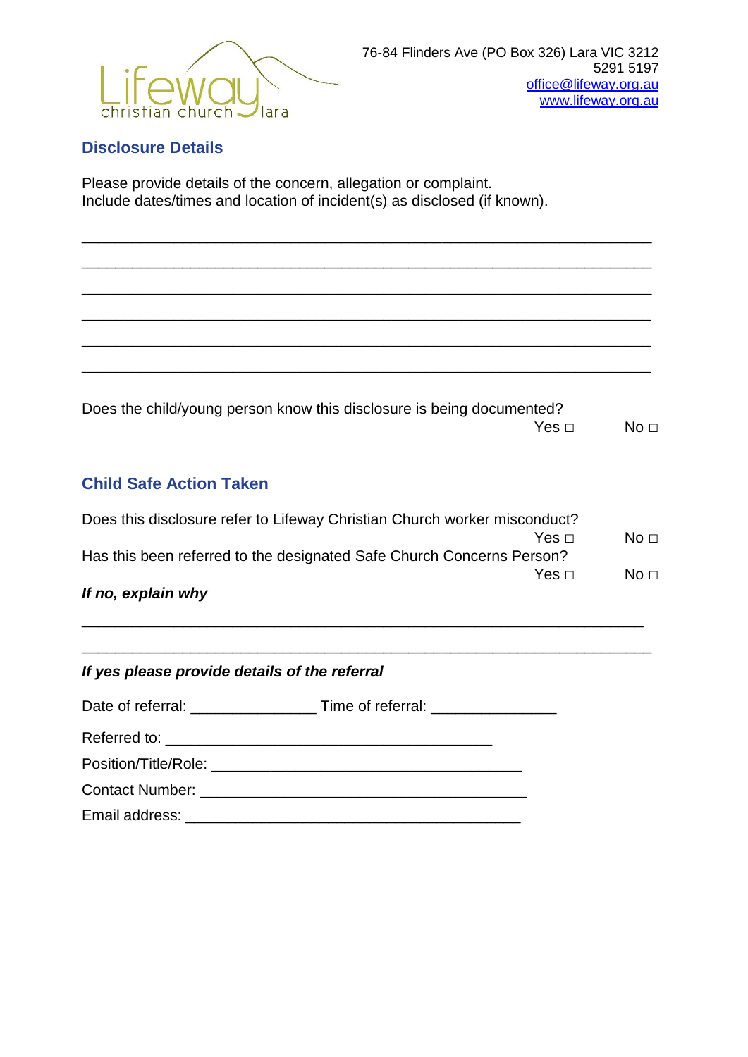76-84 Flinders Ave (PO Box 326) Lara VIC 3212
5291 5197
office@lifeway.org.au
www.lifeway.org.au

## Disclosure Details

Please provide details of the concern, allegation or complaint.
Include dates/times and location of incident(s) as disclosed (if known).

_______________________________________________________________

_______________________________________________________________

_______________________________________________________________

_______________________________________________________________

_______________________________________________________________

_______________________________________________________________

Does the child/young person know this disclosure is being documented?
Yes □ No □

## Child Safe Action Taken

Does this disclosure refer to Lifeway Christian Church worker misconduct?
Yes □ No □

Has this been referred to the designated Safe Church Concerns Person?
Yes □ No □

***If no, explain why***

_______________________________________________________________

_______________________________________________________________

***If yes please provide details of the referral***

Date of referral: _______________ Time of referral: _______________

Referred to: _______________________________________

Position/Title/Role: _____________________________________

Contact Number: _______________________________________

Email address: ________________________________________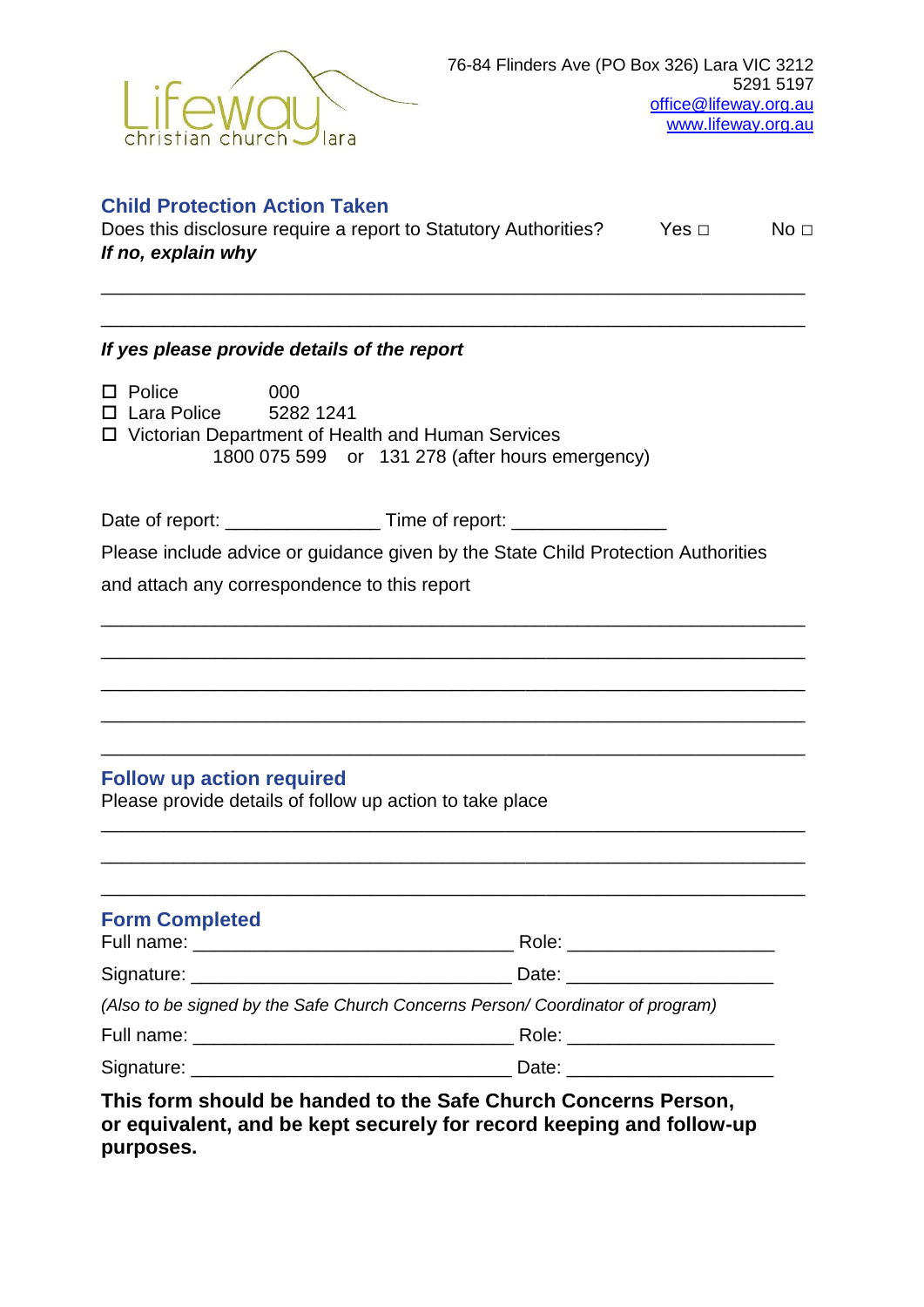76-84 Flinders Ave (PO Box 326) Lara VIC 3212
5291 5197
office@lifeway.org.au
www.lifeway.org.au

## Child Protection Action Taken

Does this disclosure require a report to Statutory Authorities? Yes □ No □

***If no, explain why***

\_\_\_\_\_\_\_\_\_\_\_\_\_\_\_\_\_\_\_\_\_\_\_\_\_\_\_\_\_\_\_\_\_\_\_\_\_\_\_\_\_\_\_\_\_\_\_\_\_\_\_\_\_\_\_\_\_\_\_\_\_\_\_\_

\_\_\_\_\_\_\_\_\_\_\_\_\_\_\_\_\_\_\_\_\_\_\_\_\_\_\_\_\_\_\_\_\_\_\_\_\_\_\_\_\_\_\_\_\_\_\_\_\_\_\_\_\_\_\_\_\_\_\_\_\_\_\_\_

***If yes please provide details of the report***

- ☐ Police 000
- ☐ Lara Police 5282 1241
- ☐ Victorian Department of Health and Human Services
  1800 075 599 or 131 278 (after hours emergency)

Date of report: \_\_\_\_\_\_\_\_\_\_\_\_\_\_ Time of report: \_\_\_\_\_\_\_\_\_\_\_\_\_\_

Please include advice or guidance given by the State Child Protection Authorities and attach any correspondence to this report

\_\_\_\_\_\_\_\_\_\_\_\_\_\_\_\_\_\_\_\_\_\_\_\_\_\_\_\_\_\_\_\_\_\_\_\_\_\_\_\_\_\_\_\_\_\_\_\_\_\_\_\_\_\_\_\_\_\_\_\_\_\_\_\_

\_\_\_\_\_\_\_\_\_\_\_\_\_\_\_\_\_\_\_\_\_\_\_\_\_\_\_\_\_\_\_\_\_\_\_\_\_\_\_\_\_\_\_\_\_\_\_\_\_\_\_\_\_\_\_\_\_\_\_\_\_\_\_\_

\_\_\_\_\_\_\_\_\_\_\_\_\_\_\_\_\_\_\_\_\_\_\_\_\_\_\_\_\_\_\_\_\_\_\_\_\_\_\_\_\_\_\_\_\_\_\_\_\_\_\_\_\_\_\_\_\_\_\_\_\_\_\_\_

\_\_\_\_\_\_\_\_\_\_\_\_\_\_\_\_\_\_\_\_\_\_\_\_\_\_\_\_\_\_\_\_\_\_\_\_\_\_\_\_\_\_\_\_\_\_\_\_\_\_\_\_\_\_\_\_\_\_\_\_\_\_\_\_

\_\_\_\_\_\_\_\_\_\_\_\_\_\_\_\_\_\_\_\_\_\_\_\_\_\_\_\_\_\_\_\_\_\_\_\_\_\_\_\_\_\_\_\_\_\_\_\_\_\_\_\_\_\_\_\_\_\_\_\_\_\_\_\_

## Follow up action required

Please provide details of follow up action to take place

\_\_\_\_\_\_\_\_\_\_\_\_\_\_\_\_\_\_\_\_\_\_\_\_\_\_\_\_\_\_\_\_\_\_\_\_\_\_\_\_\_\_\_\_\_\_\_\_\_\_\_\_\_\_\_\_\_\_\_\_\_\_\_\_

\_\_\_\_\_\_\_\_\_\_\_\_\_\_\_\_\_\_\_\_\_\_\_\_\_\_\_\_\_\_\_\_\_\_\_\_\_\_\_\_\_\_\_\_\_\_\_\_\_\_\_\_\_\_\_\_\_\_\_\_\_\_\_\_

\_\_\_\_\_\_\_\_\_\_\_\_\_\_\_\_\_\_\_\_\_\_\_\_\_\_\_\_\_\_\_\_\_\_\_\_\_\_\_\_\_\_\_\_\_\_\_\_\_\_\_\_\_\_\_\_\_\_\_\_\_\_\_\_

## Form Completed

Full name: \_\_\_\_\_\_\_\_\_\_\_\_\_\_\_\_\_\_\_\_\_\_\_\_\_\_\_\_\_\_ Role: \_\_\_\_\_\_\_\_\_\_\_\_\_\_\_\_\_\_\_\_

Signature: \_\_\_\_\_\_\_\_\_\_\_\_\_\_\_\_\_\_\_\_\_\_\_\_\_\_\_\_\_\_ Date: \_\_\_\_\_\_\_\_\_\_\_\_\_\_\_\_\_\_\_\_

*(Also to be signed by the Safe Church Concerns Person/ Coordinator of program)*

Full name: \_\_\_\_\_\_\_\_\_\_\_\_\_\_\_\_\_\_\_\_\_\_\_\_\_\_\_\_\_\_ Role: \_\_\_\_\_\_\_\_\_\_\_\_\_\_\_\_\_\_\_\_

Signature: \_\_\_\_\_\_\_\_\_\_\_\_\_\_\_\_\_\_\_\_\_\_\_\_\_\_\_\_\_\_ Date: \_\_\_\_\_\_\_\_\_\_\_\_\_\_\_\_\_\_\_\_

**This form should be handed to the Safe Church Concerns Person, or equivalent, and be kept securely for record keeping and follow-up purposes.**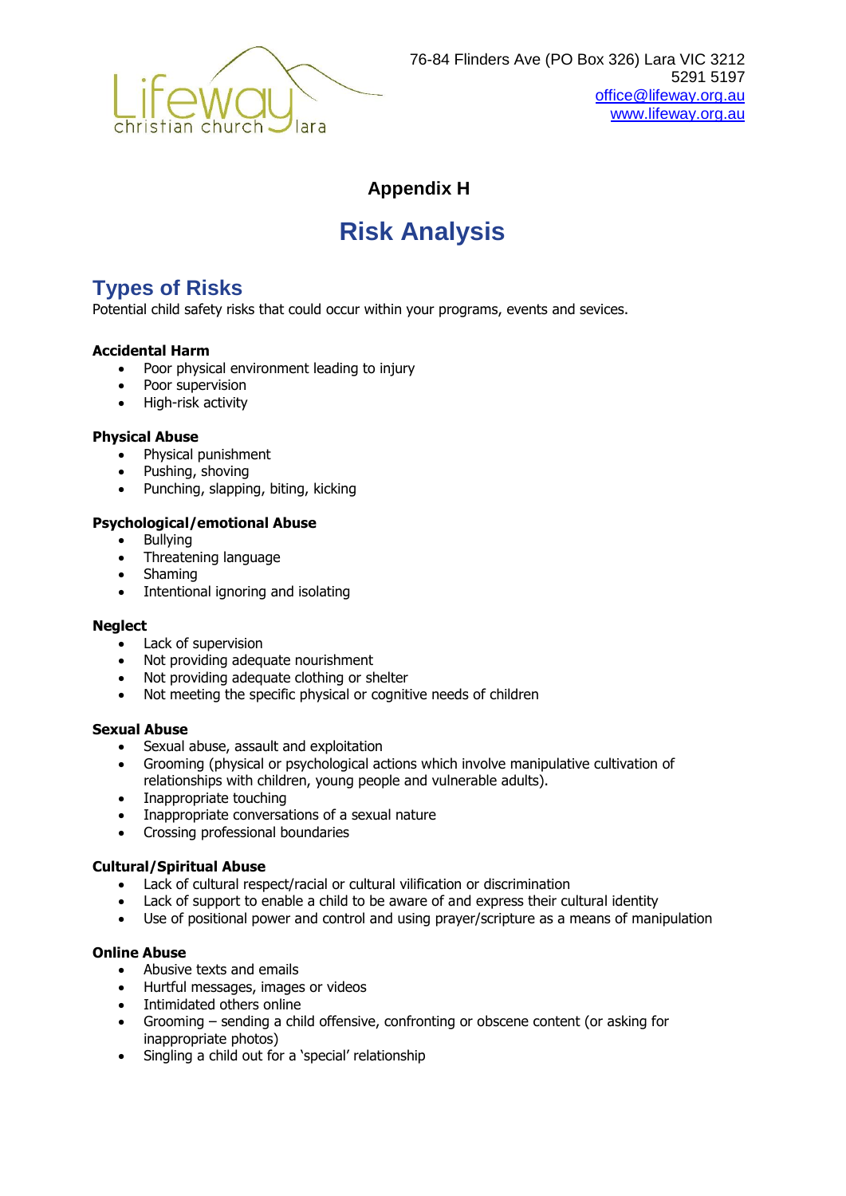76-84 Flinders Ave (PO Box 326) Lara VIC 3212
5291 5197
office@lifeway.org.au
www.lifeway.org.au

### Appendix H

# Risk Analysis

## Types of Risks

Potential child safety risks that could occur within your programs, events and sevices.

**Accidental Harm**

- Poor physical environment leading to injury
- Poor supervision
- High-risk activity

**Physical Abuse**

- Physical punishment
- Pushing, shoving
- Punching, slapping, biting, kicking

**Psychological/emotional Abuse**

- Bullying
- Threatening language
- Shaming
- Intentional ignoring and isolating

**Neglect**

- Lack of supervision
- Not providing adequate nourishment
- Not providing adequate clothing or shelter
- Not meeting the specific physical or cognitive needs of children

**Sexual Abuse**

- Sexual abuse, assault and exploitation
- Grooming (physical or psychological actions which involve manipulative cultivation of relationships with children, young people and vulnerable adults).
- Inappropriate touching
- Inappropriate conversations of a sexual nature
- Crossing professional boundaries

**Cultural/Spiritual Abuse**

- Lack of cultural respect/racial or cultural vilification or discrimination
- Lack of support to enable a child to be aware of and express their cultural identity
- Use of positional power and control and using prayer/scripture as a means of manipulation

**Online Abuse**

- Abusive texts and emails
- Hurtful messages, images or videos
- Intimidated others online
- Grooming – sending a child offensive, confronting or obscene content (or asking for inappropriate photos)
- Singling a child out for a 'special' relationship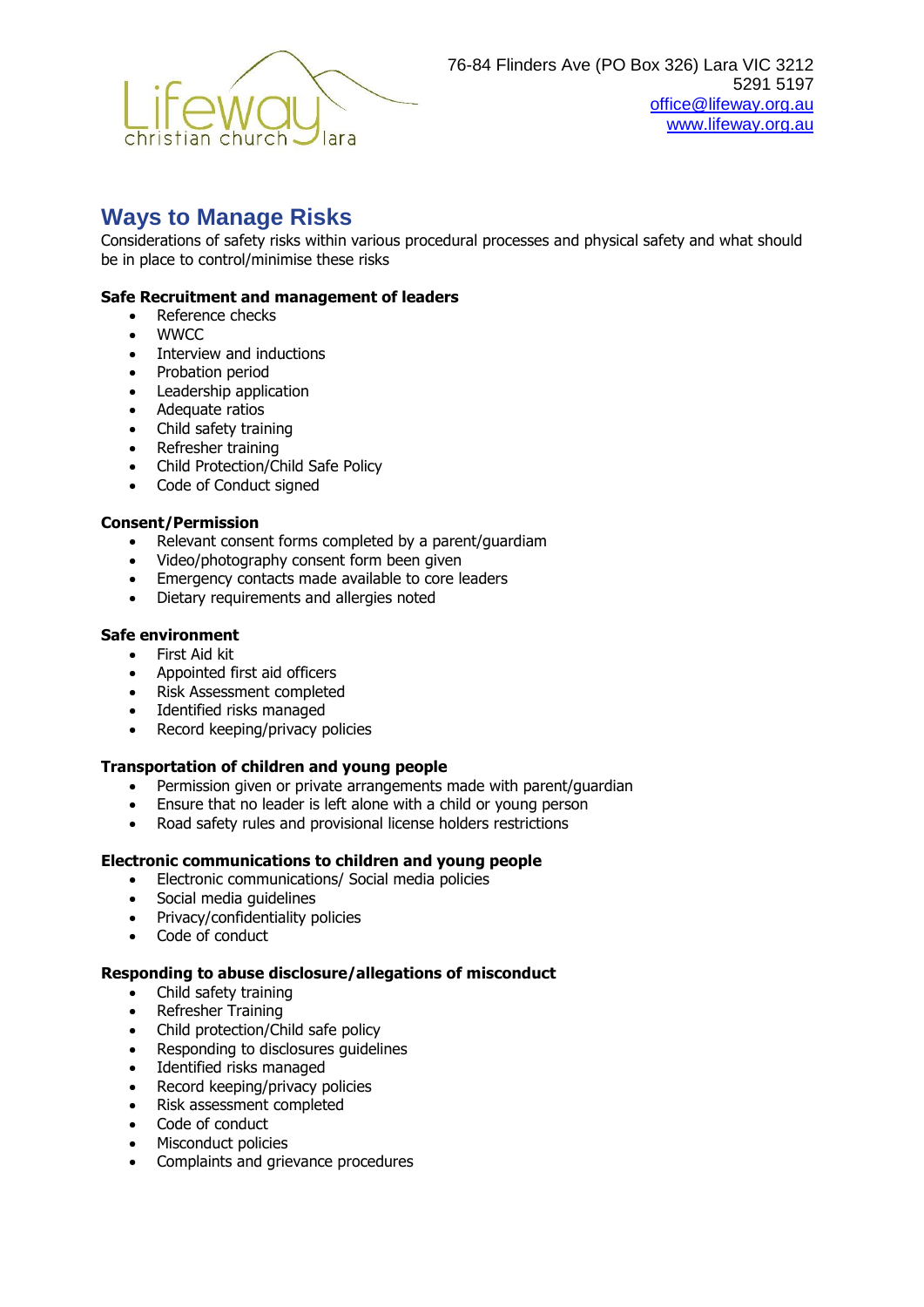Lifeway christian church lara

76-84 Flinders Ave (PO Box 326) Lara VIC 3212
5291 5197
office@lifeway.org.au
www.lifeway.org.au

# Ways to Manage Risks

Considerations of safety risks within various procedural processes and physical safety and what should be in place to control/minimise these risks

**Safe Recruitment and management of leaders**

- Reference checks
- WWCC
- Interview and inductions
- Probation period
- Leadership application
- Adequate ratios
- Child safety training
- Refresher training
- Child Protection/Child Safe Policy
- Code of Conduct signed

**Consent/Permission**

- Relevant consent forms completed by a parent/guardiam
- Video/photography consent form been given
- Emergency contacts made available to core leaders
- Dietary requirements and allergies noted

**Safe environment**

- First Aid kit
- Appointed first aid officers
- Risk Assessment completed
- Identified risks managed
- Record keeping/privacy policies

**Transportation of children and young people**

- Permission given or private arrangements made with parent/guardian
- Ensure that no leader is left alone with a child or young person
- Road safety rules and provisional license holders restrictions

**Electronic communications to children and young people**

- Electronic communications/ Social media policies
- Social media guidelines
- Privacy/confidentiality policies
- Code of conduct

**Responding to abuse disclosure/allegations of misconduct**

- Child safety training
- Refresher Training
- Child protection/Child safe policy
- Responding to disclosures guidelines
- Identified risks managed
- Record keeping/privacy policies
- Risk assessment completed
- Code of conduct
- Misconduct policies
- Complaints and grievance procedures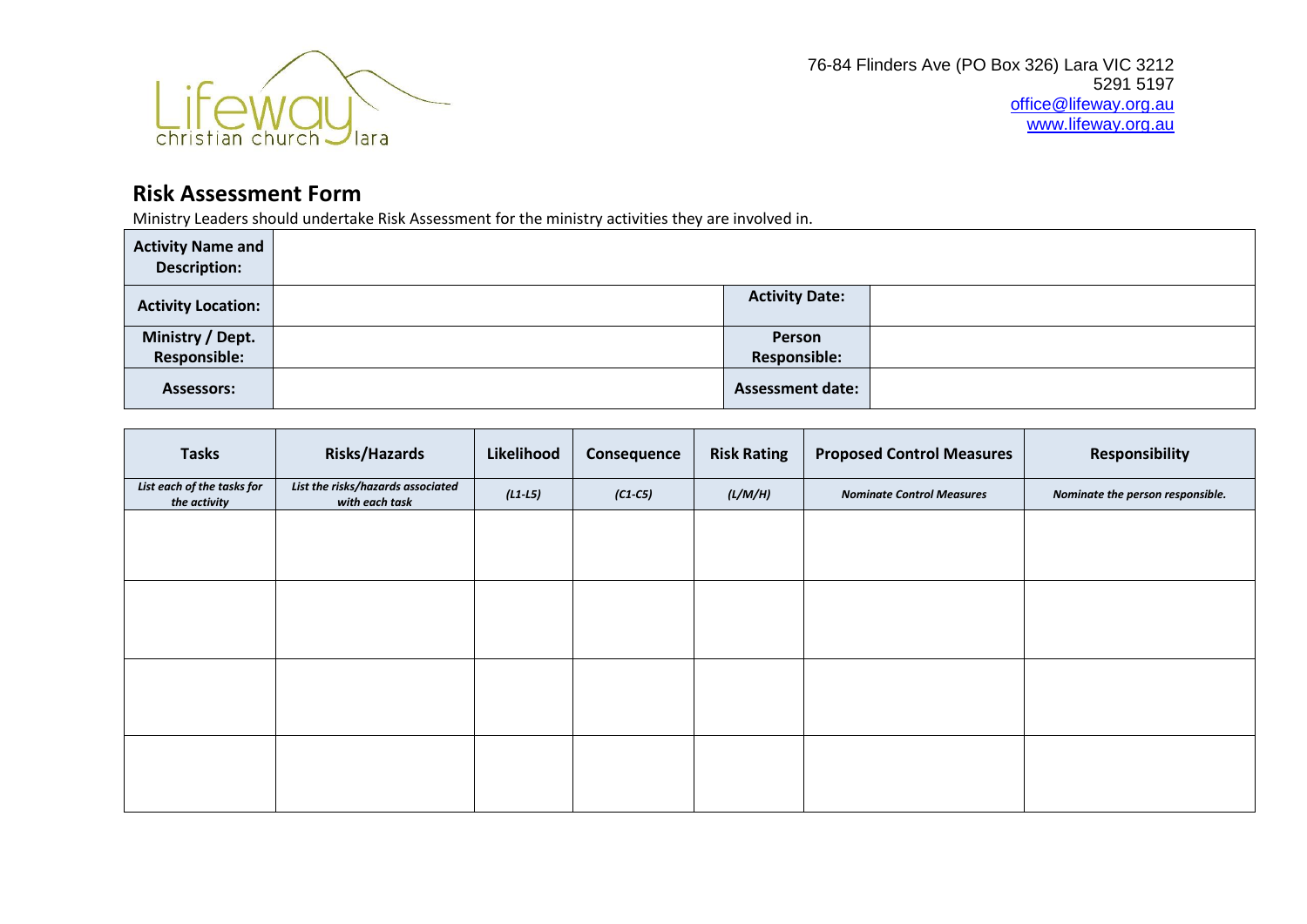Lifeway christian church lara

76-84 Flinders Ave (PO Box 326) Lara VIC 3212
5291 5197
office@lifeway.org.au
www.lifeway.org.au

## Risk Assessment Form

Ministry Leaders should undertake Risk Assessment for the ministry activities they are involved in.

| **Activity Name and Description:** | | | |
|---|---|---|---|
| **Activity Location:** | | **Activity Date:** | |
| **Ministry / Dept. Responsible:** | | **Person Responsible:** | |
| **Assessors:** | | **Assessment date:** | |

| **Tasks** | **Risks/Hazards** | **Likelihood** | **Consequence** | **Risk Rating** | **Proposed Control Measures** | **Responsibility** |
|---|---|---|---|---|---|---|
| ***List each of the tasks for the activity*** | ***List the risks/hazards associated with each task*** | ***(L1-L5)*** | ***(C1-C5)*** | ***(L/M/H)*** | ***Nominate Control Measures*** | ***Nominate the person responsible.*** |
| | | | | | | |
| | | | | | | |
| | | | | | | |
| | | | | | | |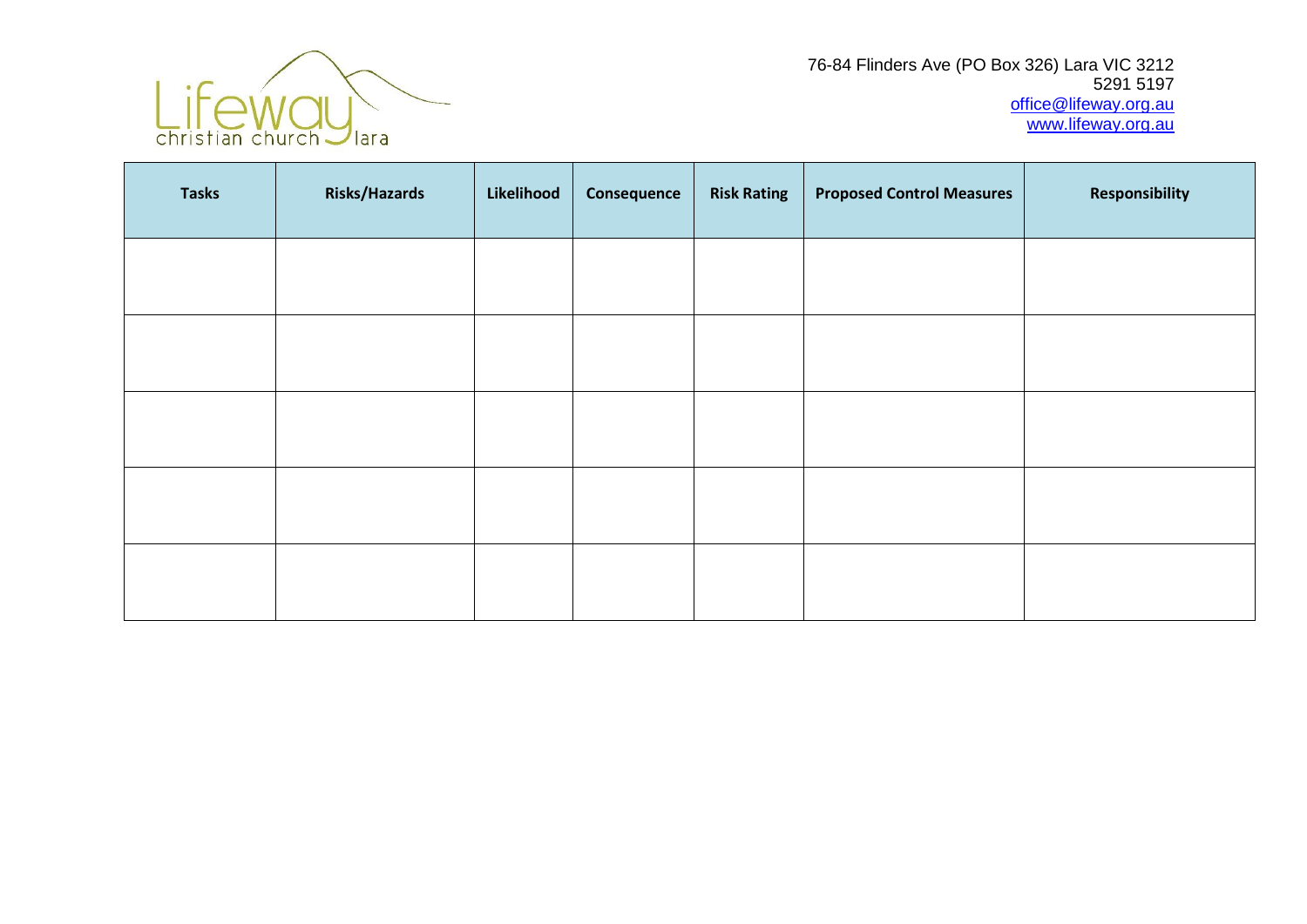76-84 Flinders Ave (PO Box 326) Lara VIC 3212
5291 5197
office@lifeway.org.au
www.lifeway.org.au

| Tasks | Risks/Hazards | Likelihood | Consequence | Risk Rating | Proposed Control Measures | Responsibility |
|---|---|---|---|---|---|---|
| | | | | | | |
| | | | | | | |
| | | | | | | |
| | | | | | | |
| | | | | | | |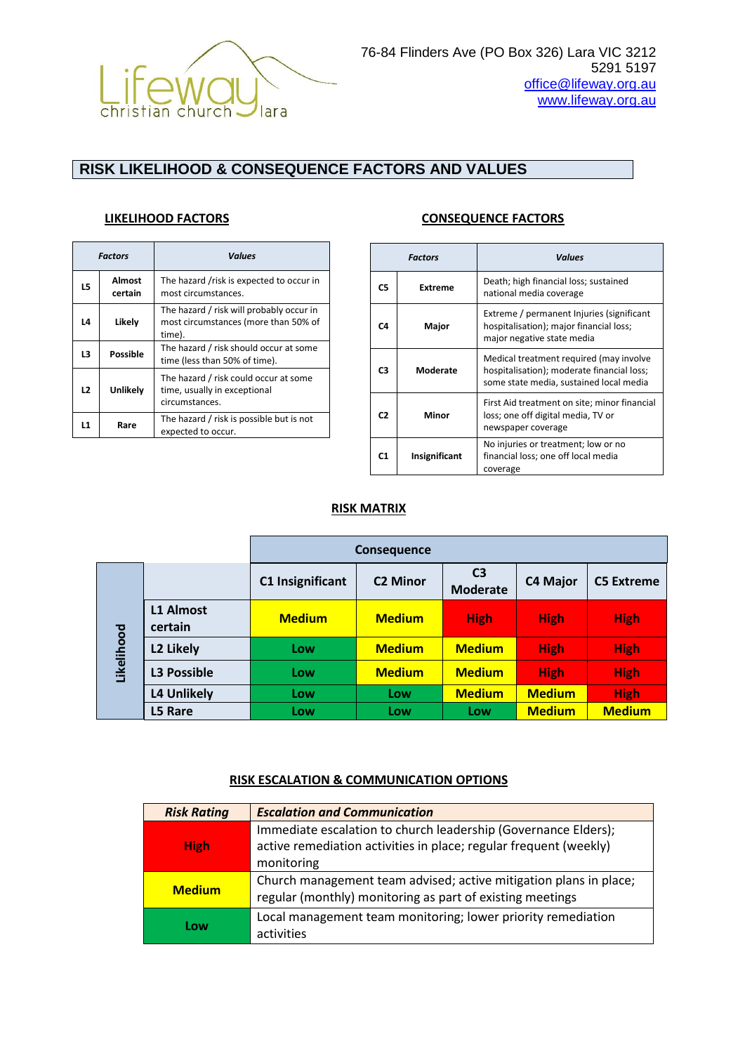76-84 Flinders Ave (PO Box 326) Lara VIC 3212
5291 5197
office@lifeway.org.au
www.lifeway.org.au

# RISK LIKELIHOOD & CONSEQUENCE FACTORS AND VALUES

## LIKELIHOOD FACTORS

| *Factors* | | *Values* |
|---|---|---|
| L5 | Almost certain | The hazard /risk is expected to occur in most circumstances. |
| L4 | Likely | The hazard / risk will probably occur in most circumstances (more than 50% of time). |
| L3 | Possible | The hazard / risk should occur at some time (less than 50% of time). |
| L2 | Unlikely | The hazard / risk could occur at some time, usually in exceptional circumstances. |
| L1 | Rare | The hazard / risk is possible but is not expected to occur. |

## CONSEQUENCE FACTORS

| *Factors* | | *Values* |
|---|---|---|
| C5 | Extreme | Death; high financial loss; sustained national media coverage |
| C4 | Major | Extreme / permanent Injuries (significant hospitalisation); major financial loss; major negative state media |
| C3 | Moderate | Medical treatment required (may involve hospitalisation); moderate financial loss; some state media, sustained local media |
| C2 | Minor | First Aid treatment on site; minor financial loss; one off digital media, TV or newspaper coverage |
| C1 | Insignificant | No injuries or treatment; low or no financial loss; one off local media coverage |

## RISK MATRIX

| | | Consequence | | | | |
|---|---|---|---|---|---|---|
| | | C1 Insignificant | C2 Minor | C3 Moderate | C4 Major | C5 Extreme |
| Likelihood | L1 Almost certain | Medium | Medium | High | High | High |
| | L2 Likely | Low | Medium | Medium | High | High |
| | L3 Possible | Low | Medium | Medium | High | High |
| | L4 Unlikely | Low | Low | Medium | Medium | High |
| | L5 Rare | Low | Low | Low | Medium | Medium |

## RISK ESCALATION & COMMUNICATION OPTIONS

| *Risk Rating* | *Escalation and Communication* |
|---|---|
| High | Immediate escalation to church leadership (Governance Elders); active remediation activities in place; regular frequent (weekly) monitoring |
| Medium | Church management team advised; active mitigation plans in place; regular (monthly) monitoring as part of existing meetings |
| Low | Local management team monitoring; lower priority remediation activities |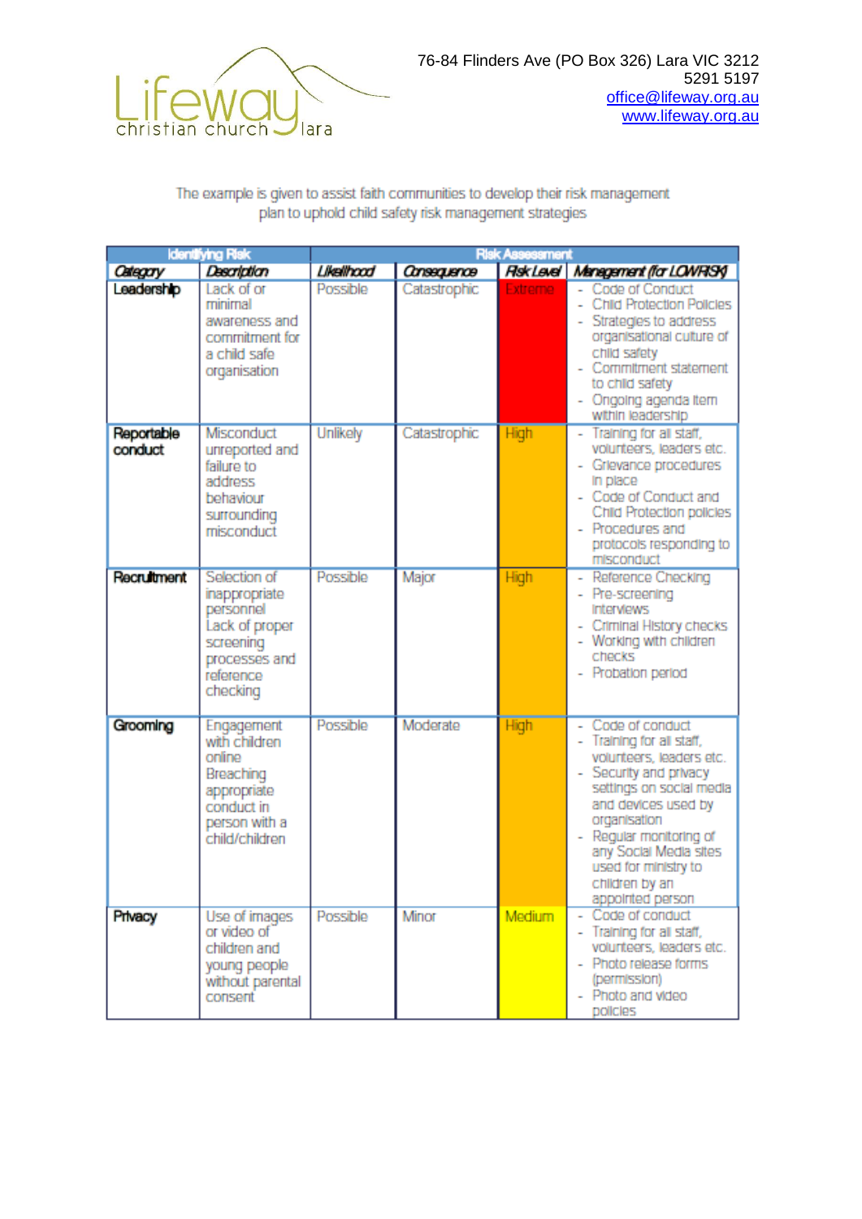Lifeway christian church lara

76-84 Flinders Ave (PO Box 326) Lara VIC 3212
5291 5197
office@lifeway.org.au
www.lifeway.org.au

The example is given to assist faith communities to develop their risk management plan to uphold child safety risk management strategies

| Identifying Risk | | Risk Assessment | | | |
|---|---|---|---|---|---|
| *Category* | *Description* | *Likelihood* | *Consequence* | *Risk Level* | *Management (for LOW RISK)* |
| **Leadership** | Lack of or minimal awareness and commitment for a child safe organisation | Possible | Catastrophic | Extreme | - Code of Conduct<br>- Child Protection Policies<br>- Strategies to address organisational culture of child safety<br>- Commitment statement to child safety<br>- Ongoing agenda item within leadership |
| **Reportable conduct** | Misconduct unreported and failure to address behaviour surrounding misconduct | Unlikely | Catastrophic | High | - Training for all staff, volunteers, leaders etc.<br>- Grievance procedures in place<br>- Code of Conduct and Child Protection policies<br>- Procedures and protocols responding to misconduct |
| **Recruitment** | Selection of inappropriate personnel<br>Lack of proper screening processes and reference checking | Possible | Major | High | - Reference Checking<br>- Pre-screening interviews<br>- Criminal History checks<br>- Working with children checks<br>- Probation period |
| **Grooming** | Engagement with children online<br>Breaching appropriate conduct in person with a child/children | Possible | Moderate | High | - Code of conduct<br>- Training for all staff, volunteers, leaders etc.<br>- Security and privacy settings on social media and devices used by organisation<br>- Regular monitoring of any Social Media sites used for ministry to children by an appointed person |
| **Privacy** | Use of images or video of children and young people without parental consent | Possible | Minor | Medium | - Code of conduct<br>- Training for all staff, volunteers, leaders etc.<br>- Photo release forms (permission)<br>- Photo and video policies |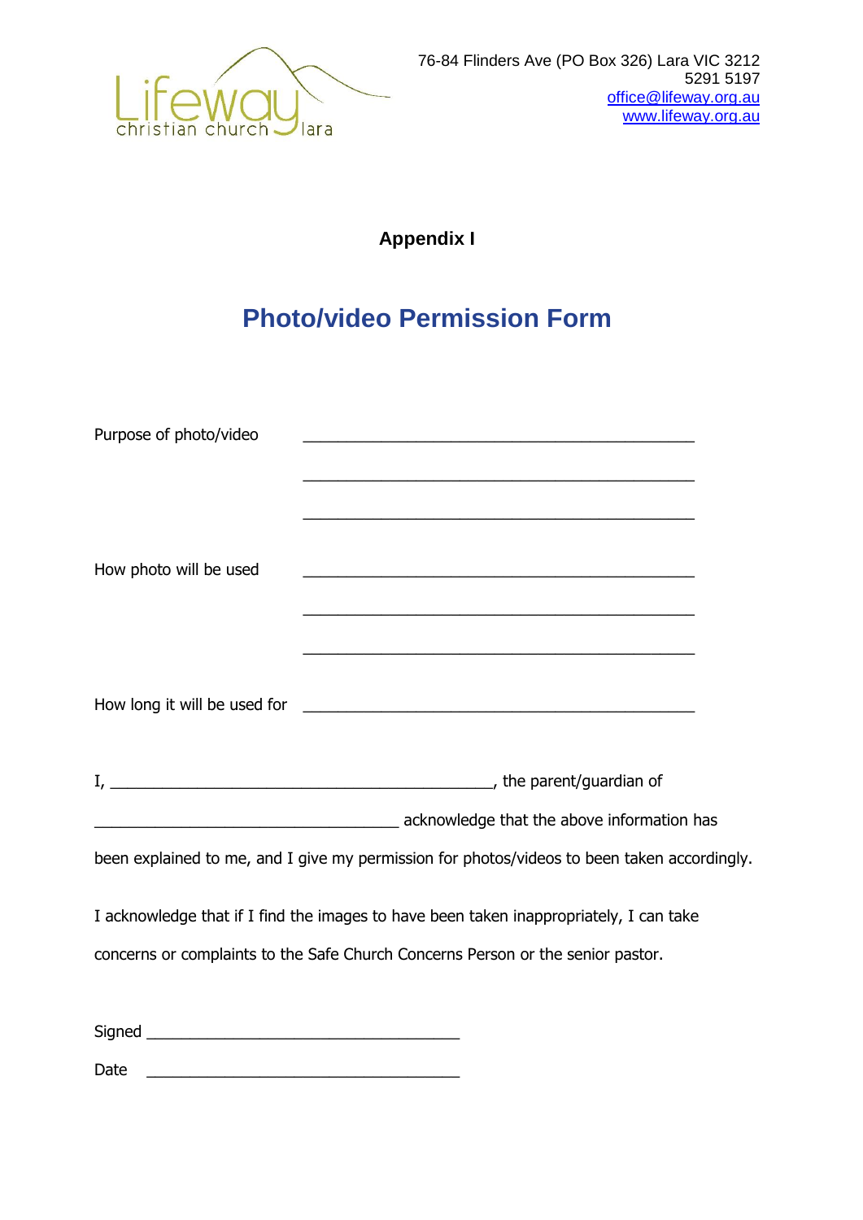Lifeway christian church lara

76-84 Flinders Ave (PO Box 326) Lara VIC 3212
5291 5197
office@lifeway.org.au
www.lifeway.org.au

**Appendix I**

# Photo/video Permission Form

Purpose of photo/video _______________________________________________

_______________________________________________

_______________________________________________

How photo will be used _______________________________________________

_______________________________________________

_______________________________________________

How long it will be used for _______________________________________________

I, _______________________________________________, the parent/guardian of _____________________________________ acknowledge that the above information has been explained to me, and I give my permission for photos/videos to been taken accordingly.

I acknowledge that if I find the images to have been taken inappropriately, I can take concerns or complaints to the Safe Church Concerns Person or the senior pastor.

Signed _____________________________________

Date _____________________________________